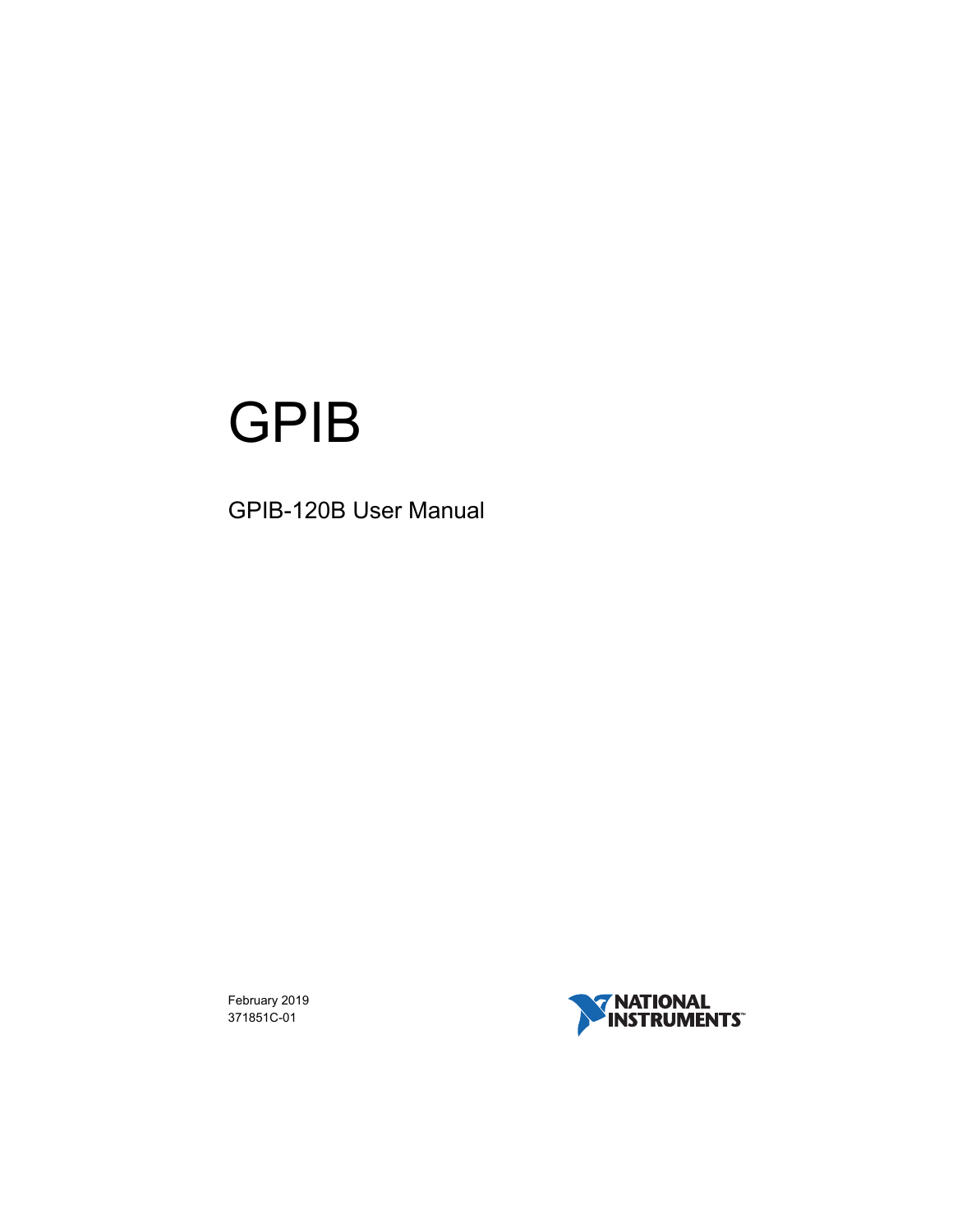# GPIB

## GPIB-120B User Manual

February 2019
371851C-01

NATIONAL INSTRUMENTS™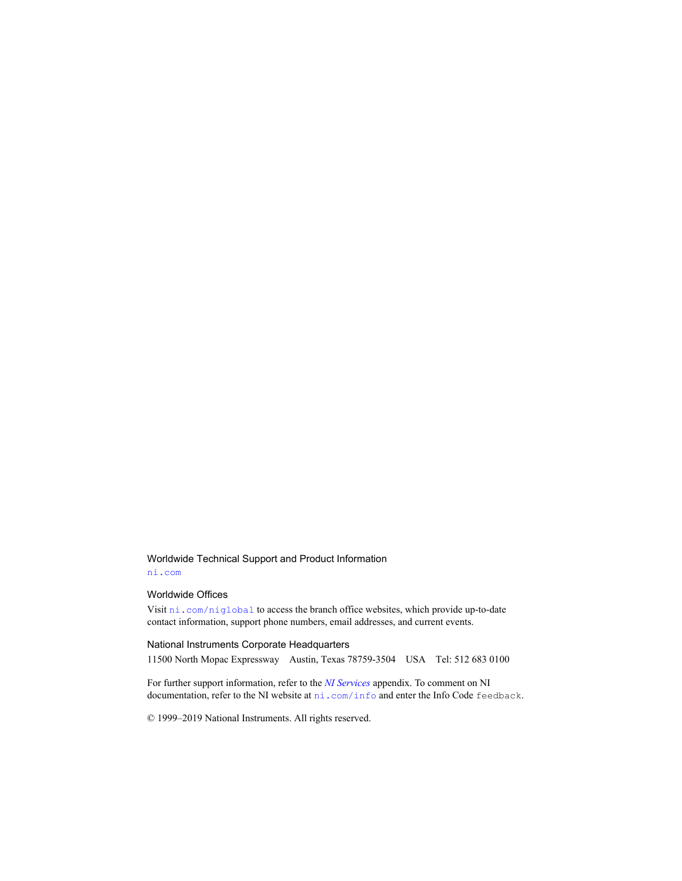### Worldwide Technical Support and Product Information

ni.com

### Worldwide Offices

Visit ni.com/niglobal to access the branch office websites, which provide up-to-date contact information, support phone numbers, email addresses, and current events.

### National Instruments Corporate Headquarters

11500 North Mopac Expressway    Austin, Texas 78759-3504    USA    Tel: 512 683 0100

For further support information, refer to the *NI Services* appendix. To comment on NI documentation, refer to the NI website at ni.com/info and enter the Info Code feedback.

© 1999–2019 National Instruments. All rights reserved.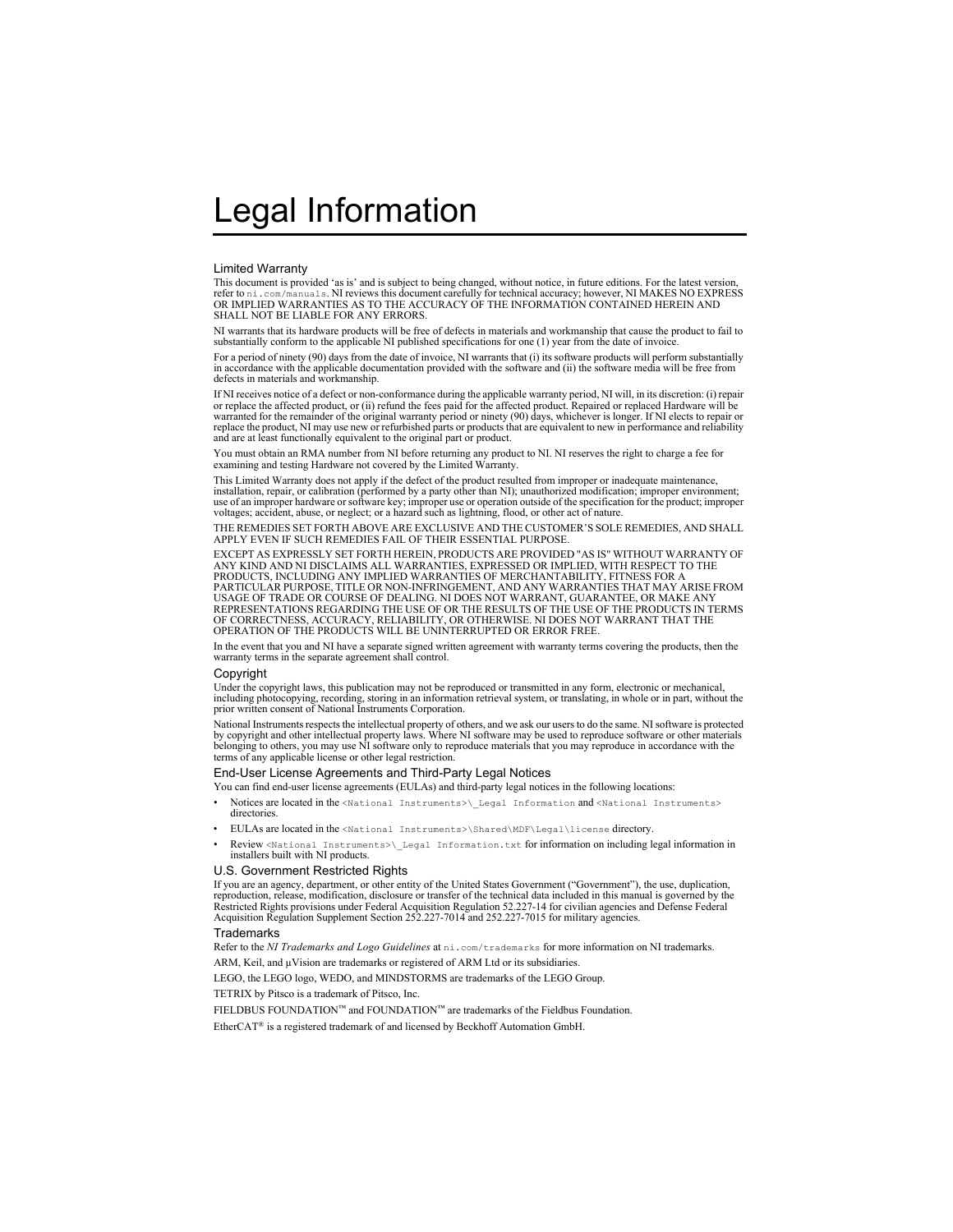# Legal Information

## Limited Warranty

This document is provided 'as is' and is subject to being changed, without notice, in future editions. For the latest version, refer to `ni.com/manuals`. NI reviews this document carefully for technical accuracy; however, NI MAKES NO EXPRESS OR IMPLIED WARRANTIES AS TO THE ACCURACY OF THE INFORMATION CONTAINED HEREIN AND SHALL NOT BE LIABLE FOR ANY ERRORS.

NI warrants that its hardware products will be free of defects in materials and workmanship that cause the product to fail to substantially conform to the applicable NI published specifications for one (1) year from the date of invoice.

For a period of ninety (90) days from the date of invoice, NI warrants that (i) its software products will perform substantially in accordance with the applicable documentation provided with the software and (ii) the software media will be free from defects in materials and workmanship.

If NI receives notice of a defect or non-conformance during the applicable warranty period, NI will, in its discretion: (i) repair or replace the affected product, or (ii) refund the fees paid for the affected product. Repaired or replaced Hardware will be warranted for the remainder of the original warranty period or ninety (90) days, whichever is longer. If NI elects to repair or replace the product, NI may use new or refurbished parts or products that are equivalent to new in performance and reliability and are at least functionally equivalent to the original part or product.

You must obtain an RMA number from NI before returning any product to NI. NI reserves the right to charge a fee for examining and testing Hardware not covered by the Limited Warranty.

This Limited Warranty does not apply if the defect of the product resulted from improper or inadequate maintenance, installation, repair, or calibration (performed by a party other than NI); unauthorized modification; improper environment; use of an improper hardware or software key; improper use or operation outside of the specification for the product; improper voltages; accident, abuse, or neglect; or a hazard such as lightning, flood, or other act of nature.

THE REMEDIES SET FORTH ABOVE ARE EXCLUSIVE AND THE CUSTOMER'S SOLE REMEDIES, AND SHALL APPLY EVEN IF SUCH REMEDIES FAIL OF THEIR ESSENTIAL PURPOSE.

EXCEPT AS EXPRESSLY SET FORTH HEREIN, PRODUCTS ARE PROVIDED "AS IS" WITHOUT WARRANTY OF ANY KIND AND NI DISCLAIMS ALL WARRANTIES, EXPRESSED OR IMPLIED, WITH RESPECT TO THE PRODUCTS, INCLUDING ANY IMPLIED WARRANTIES OF MERCHANTABILITY, FITNESS FOR A PARTICULAR PURPOSE, TITLE OR NON-INFRINGEMENT, AND ANY WARRANTIES THAT MAY ARISE FROM USAGE OF TRADE OR COURSE OF DEALING. NI DOES NOT WARRANT, GUARANTEE, OR MAKE ANY REPRESENTATIONS REGARDING THE USE OF OR THE RESULTS OF THE USE OF THE PRODUCTS IN TERMS OF CORRECTNESS, ACCURACY, RELIABILITY, OR OTHERWISE. NI DOES NOT WARRANT THAT THE OPERATION OF THE PRODUCTS WILL BE UNINTERRUPTED OR ERROR FREE.

In the event that you and NI have a separate signed written agreement with warranty terms covering the products, then the warranty terms in the separate agreement shall control.

## Copyright

Under the copyright laws, this publication may not be reproduced or transmitted in any form, electronic or mechanical, including photocopying, recording, storing in an information retrieval system, or translating, in whole or in part, without the prior written consent of National Instruments Corporation.

National Instruments respects the intellectual property of others, and we ask our users to do the same. NI software is protected by copyright and other intellectual property laws. Where NI software may be used to reproduce software or other materials belonging to others, you may use NI software only to reproduce materials that you may reproduce in accordance with the terms of any applicable license or other legal restriction.

## End-User License Agreements and Third-Party Legal Notices

You can find end-user license agreements (EULAs) and third-party legal notices in the following locations:

- Notices are located in the `<National Instruments>\_Legal Information` and `<National Instruments>` directories.
- EULAs are located in the `<National Instruments>\Shared\MDF\Legal\license` directory.
- Review `<National Instruments>\_Legal Information.txt` for information on including legal information in installers built with NI products.

## U.S. Government Restricted Rights

If you are an agency, department, or other entity of the United States Government ("Government"), the use, duplication, reproduction, release, modification, disclosure or transfer of the technical data included in this manual is governed by the Restricted Rights provisions under Federal Acquisition Regulation 52.227-14 for civilian agencies and Defense Federal Acquisition Regulation Supplement Section 252.227-7014 and 252.227-7015 for military agencies.

## Trademarks

Refer to the *NI Trademarks and Logo Guidelines* at `ni.com/trademarks` for more information on NI trademarks.

ARM, Keil, and µVision are trademarks or registered of ARM Ltd or its subsidiaries.

LEGO, the LEGO logo, WEDO, and MINDSTORMS are trademarks of the LEGO Group.

TETRIX by Pitsco is a trademark of Pitsco, Inc.

FIELDBUS FOUNDATION™ and FOUNDATION™ are trademarks of the Fieldbus Foundation.

EtherCAT® is a registered trademark of and licensed by Beckhoff Automation GmbH.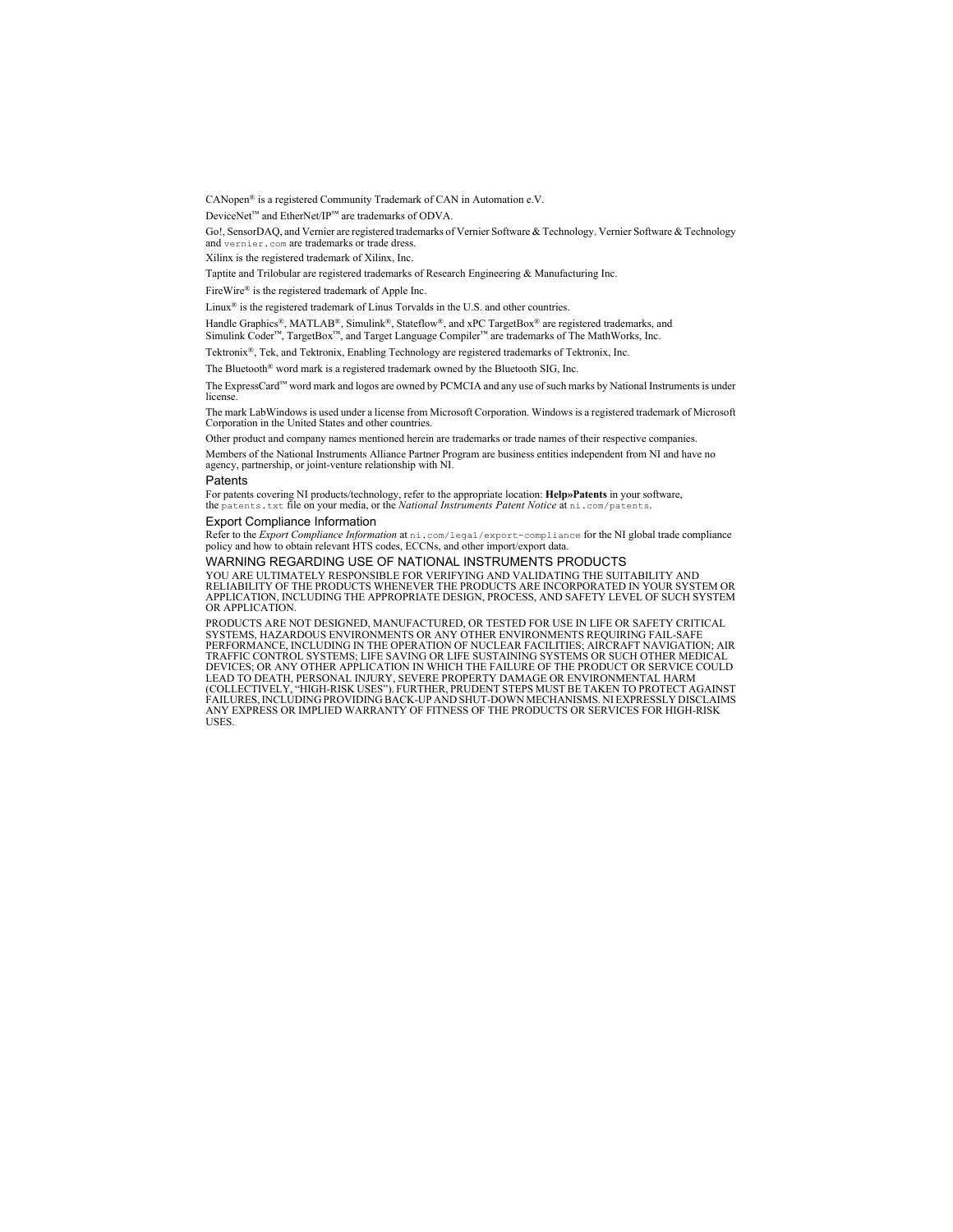CANopen® is a registered Community Trademark of CAN in Automation e.V.

DeviceNet™ and EtherNet/IP™ are trademarks of ODVA.

Go!, SensorDAQ, and Vernier are registered trademarks of Vernier Software & Technology. Vernier Software & Technology and `vernier.com` are trademarks or trade dress.

Xilinx is the registered trademark of Xilinx, Inc.

Taptite and Trilobular are registered trademarks of Research Engineering & Manufacturing Inc.

FireWire® is the registered trademark of Apple Inc.

Linux® is the registered trademark of Linus Torvalds in the U.S. and other countries.

Handle Graphics®, MATLAB®, Simulink®, Stateflow®, and xPC TargetBox® are registered trademarks, and Simulink Coder™, TargetBox™, and Target Language Compiler™ are trademarks of The MathWorks, Inc.

Tektronix®, Tek, and Tektronix, Enabling Technology are registered trademarks of Tektronix, Inc.

The Bluetooth® word mark is a registered trademark owned by the Bluetooth SIG, Inc.

The ExpressCard™ word mark and logos are owned by PCMCIA and any use of such marks by National Instruments is under license.

The mark LabWindows is used under a license from Microsoft Corporation. Windows is a registered trademark of Microsoft Corporation in the United States and other countries.

Other product and company names mentioned herein are trademarks or trade names of their respective companies.

Members of the National Instruments Alliance Partner Program are business entities independent from NI and have no agency, partnership, or joint-venture relationship with NI.

## Patents

For patents covering NI products/technology, refer to the appropriate location: **Help»Patents** in your software, the `patents.txt` file on your media, or the *National Instruments Patent Notice* at `ni.com/patents`.

## Export Compliance Information

Refer to the *Export Compliance Information* at `ni.com/legal/export-compliance` for the NI global trade compliance policy and how to obtain relevant HTS codes, ECCNs, and other import/export data.

## WARNING REGARDING USE OF NATIONAL INSTRUMENTS PRODUCTS

YOU ARE ULTIMATELY RESPONSIBLE FOR VERIFYING AND VALIDATING THE SUITABILITY AND RELIABILITY OF THE PRODUCTS WHENEVER THE PRODUCTS ARE INCORPORATED IN YOUR SYSTEM OR APPLICATION, INCLUDING THE APPROPRIATE DESIGN, PROCESS, AND SAFETY LEVEL OF SUCH SYSTEM OR APPLICATION.

PRODUCTS ARE NOT DESIGNED, MANUFACTURED, OR TESTED FOR USE IN LIFE OR SAFETY CRITICAL SYSTEMS, HAZARDOUS ENVIRONMENTS OR ANY OTHER ENVIRONMENTS REQUIRING FAIL-SAFE PERFORMANCE, INCLUDING IN THE OPERATION OF NUCLEAR FACILITIES; AIRCRAFT NAVIGATION; AIR TRAFFIC CONTROL SYSTEMS; LIFE SAVING OR LIFE SUSTAINING SYSTEMS OR SUCH OTHER MEDICAL DEVICES; OR ANY OTHER APPLICATION IN WHICH THE FAILURE OF THE PRODUCT OR SERVICE COULD LEAD TO DEATH, PERSONAL INJURY, SEVERE PROPERTY DAMAGE OR ENVIRONMENTAL HARM (COLLECTIVELY, "HIGH-RISK USES"). FURTHER, PRUDENT STEPS MUST BE TAKEN TO PROTECT AGAINST FAILURES, INCLUDING PROVIDING BACK-UP AND SHUT-DOWN MECHANISMS. NI EXPRESSLY DISCLAIMS ANY EXPRESS OR IMPLIED WARRANTY OF FITNESS OF THE PRODUCTS OR SERVICES FOR HIGH-RISK USES.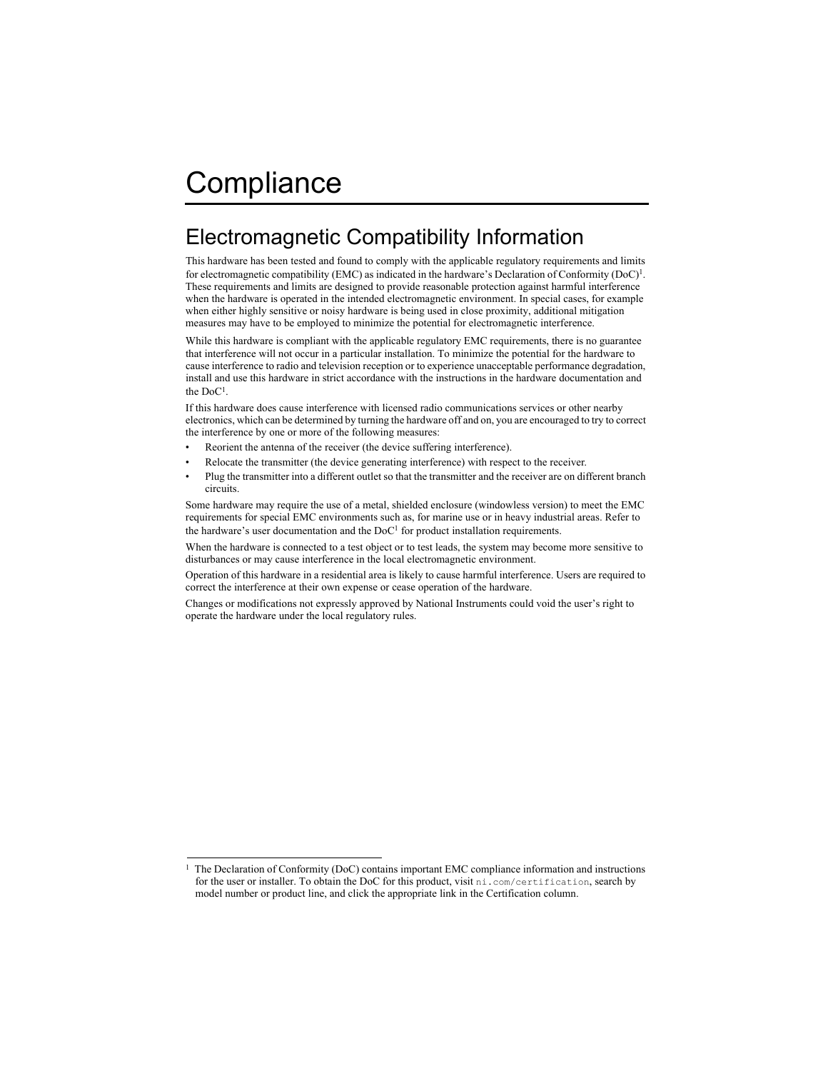# Compliance

## Electromagnetic Compatibility Information

This hardware has been tested and found to comply with the applicable regulatory requirements and limits for electromagnetic compatibility (EMC) as indicated in the hardware's Declaration of Conformity (DoC)[1]. These requirements and limits are designed to provide reasonable protection against harmful interference when the hardware is operated in the intended electromagnetic environment. In special cases, for example when either highly sensitive or noisy hardware is being used in close proximity, additional mitigation measures may have to be employed to minimize the potential for electromagnetic interference.

While this hardware is compliant with the applicable regulatory EMC requirements, there is no guarantee that interference will not occur in a particular installation. To minimize the potential for the hardware to cause interference to radio and television reception or to experience unacceptable performance degradation, install and use this hardware in strict accordance with the instructions in the hardware documentation and the DoC[1].

If this hardware does cause interference with licensed radio communications services or other nearby electronics, which can be determined by turning the hardware off and on, you are encouraged to try to correct the interference by one or more of the following measures:

- Reorient the antenna of the receiver (the device suffering interference).
- Relocate the transmitter (the device generating interference) with respect to the receiver.
- Plug the transmitter into a different outlet so that the transmitter and the receiver are on different branch circuits.

Some hardware may require the use of a metal, shielded enclosure (windowless version) to meet the EMC requirements for special EMC environments such as, for marine use or in heavy industrial areas. Refer to the hardware's user documentation and the DoC[1] for product installation requirements.

When the hardware is connected to a test object or to test leads, the system may become more sensitive to disturbances or may cause interference in the local electromagnetic environment.

Operation of this hardware in a residential area is likely to cause harmful interference. Users are required to correct the interference at their own expense or cease operation of the hardware.

Changes or modifications not expressly approved by National Instruments could void the user's right to operate the hardware under the local regulatory rules.

---

[1] The Declaration of Conformity (DoC) contains important EMC compliance information and instructions for the user or installer. To obtain the DoC for this product, visit `ni.com/certification`, search by model number or product line, and click the appropriate link in the Certification column.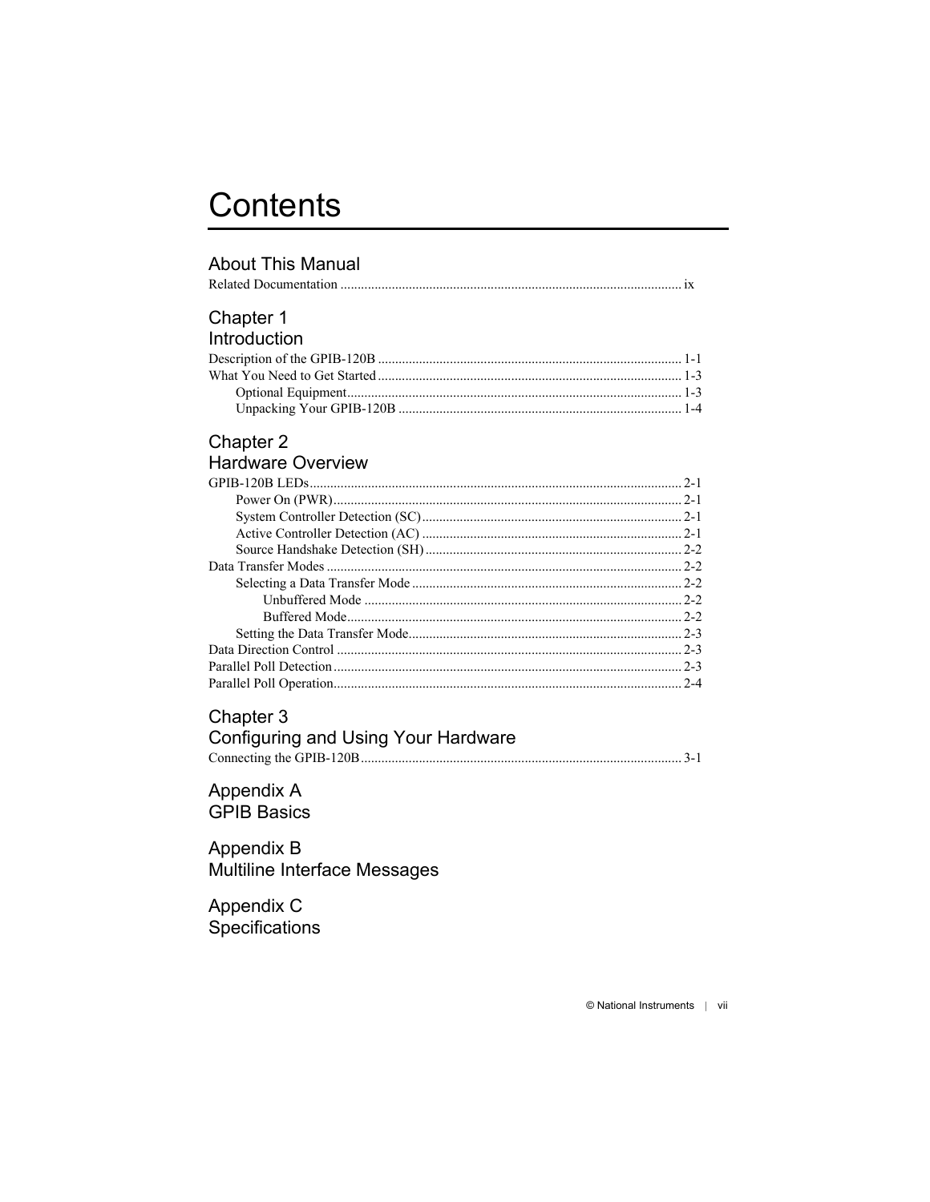# Contents

## About This Manual

Related Documentation ........................................................................................................ ix

## Chapter 1
## Introduction

Description of the GPIB-120B ........................................................................................ 1-1
What You Need to Get Started ........................................................................................ 1-3
  Optional Equipment ................................................................................................. 1-3
  Unpacking Your GPIB-120B .................................................................................. 1-4

## Chapter 2
## Hardware Overview

GPIB-120B LEDs ............................................................................................................ 2-1
  Power On (PWR) ..................................................................................................... 2-1
  System Controller Detection (SC) ........................................................................... 2-1
  Active Controller Detection (AC) ........................................................................... 2-1
  Source Handshake Detection (SH) .......................................................................... 2-2
Data Transfer Modes ....................................................................................................... 2-2
  Selecting a Data Transfer Mode .............................................................................. 2-2
    Unbuffered Mode ............................................................................................ 2-2
    Buffered Mode ................................................................................................. 2-2
  Setting the Data Transfer Mode ............................................................................... 2-3
Data Direction Control .................................................................................................... 2-3
Parallel Poll Detection ..................................................................................................... 2-3
Parallel Poll Operation ..................................................................................................... 2-4

## Chapter 3
## Configuring and Using Your Hardware

Connecting the GPIB-120B ............................................................................................. 3-1

## Appendix A
## GPIB Basics

## Appendix B
## Multiline Interface Messages

## Appendix C
## Specifications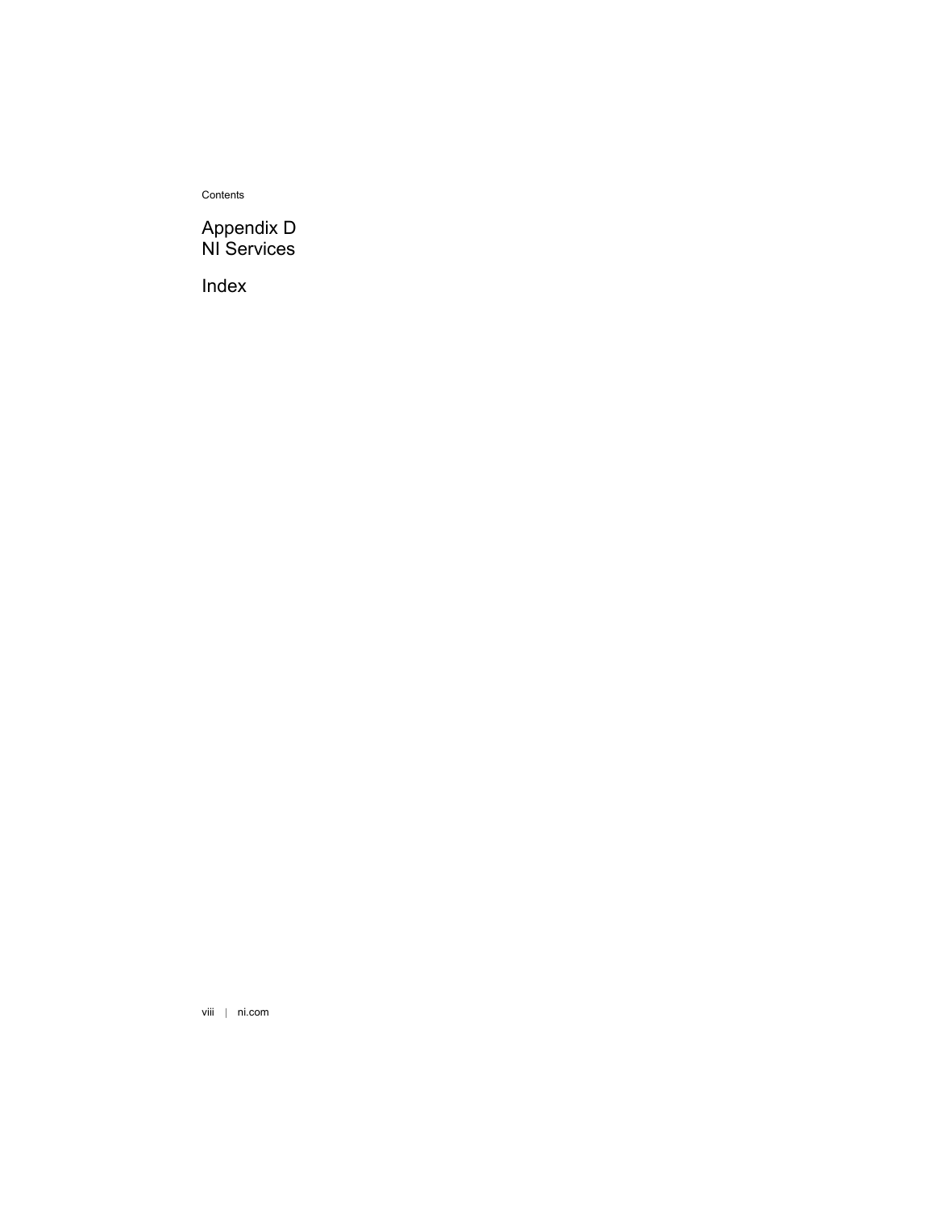## Appendix D
## NI Services

## Index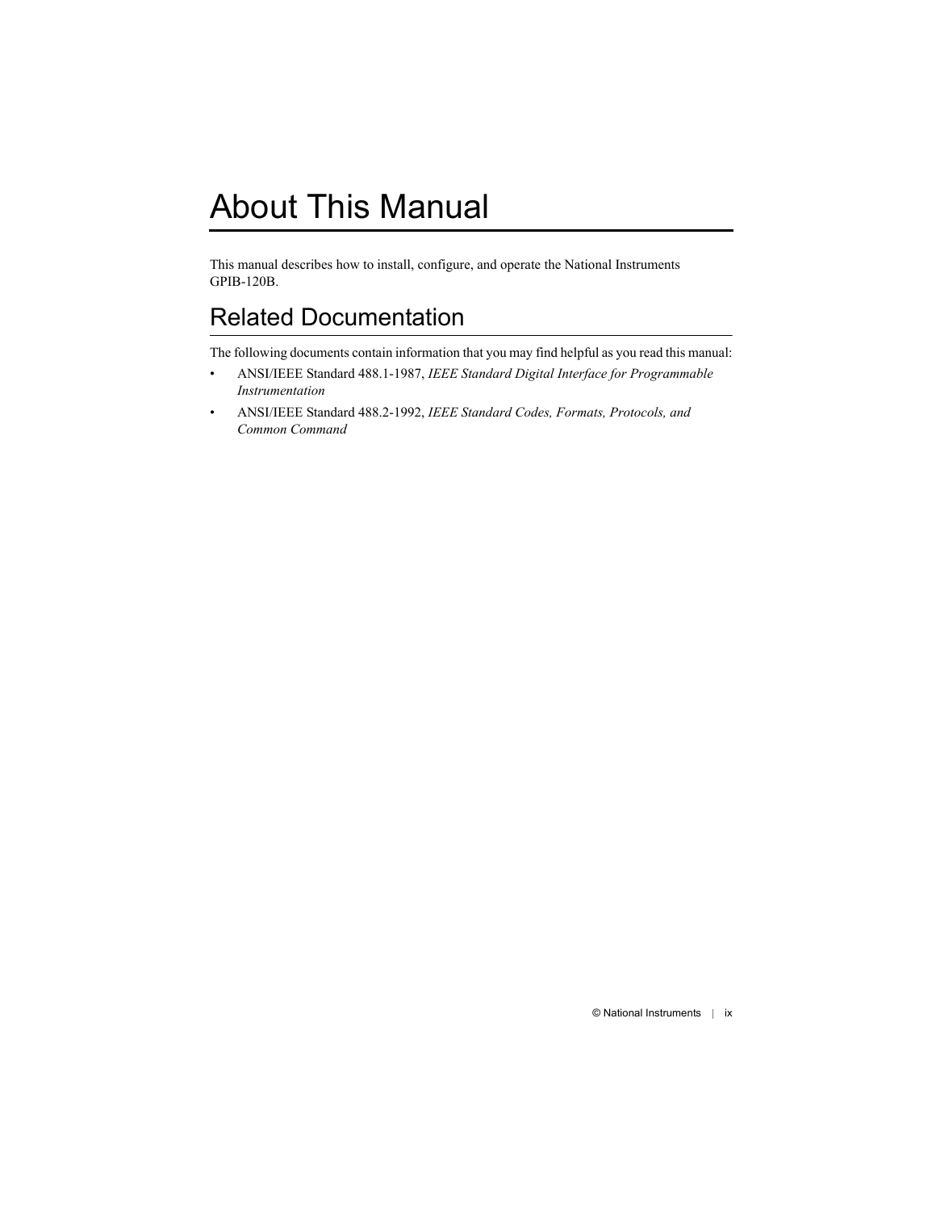# About This Manual

This manual describes how to install, configure, and operate the National Instruments GPIB-120B.

## Related Documentation

The following documents contain information that you may find helpful as you read this manual:

- ANSI/IEEE Standard 488.1-1987, *IEEE Standard Digital Interface for Programmable Instrumentation*
- ANSI/IEEE Standard 488.2-1992, *IEEE Standard Codes, Formats, Protocols, and Common Command*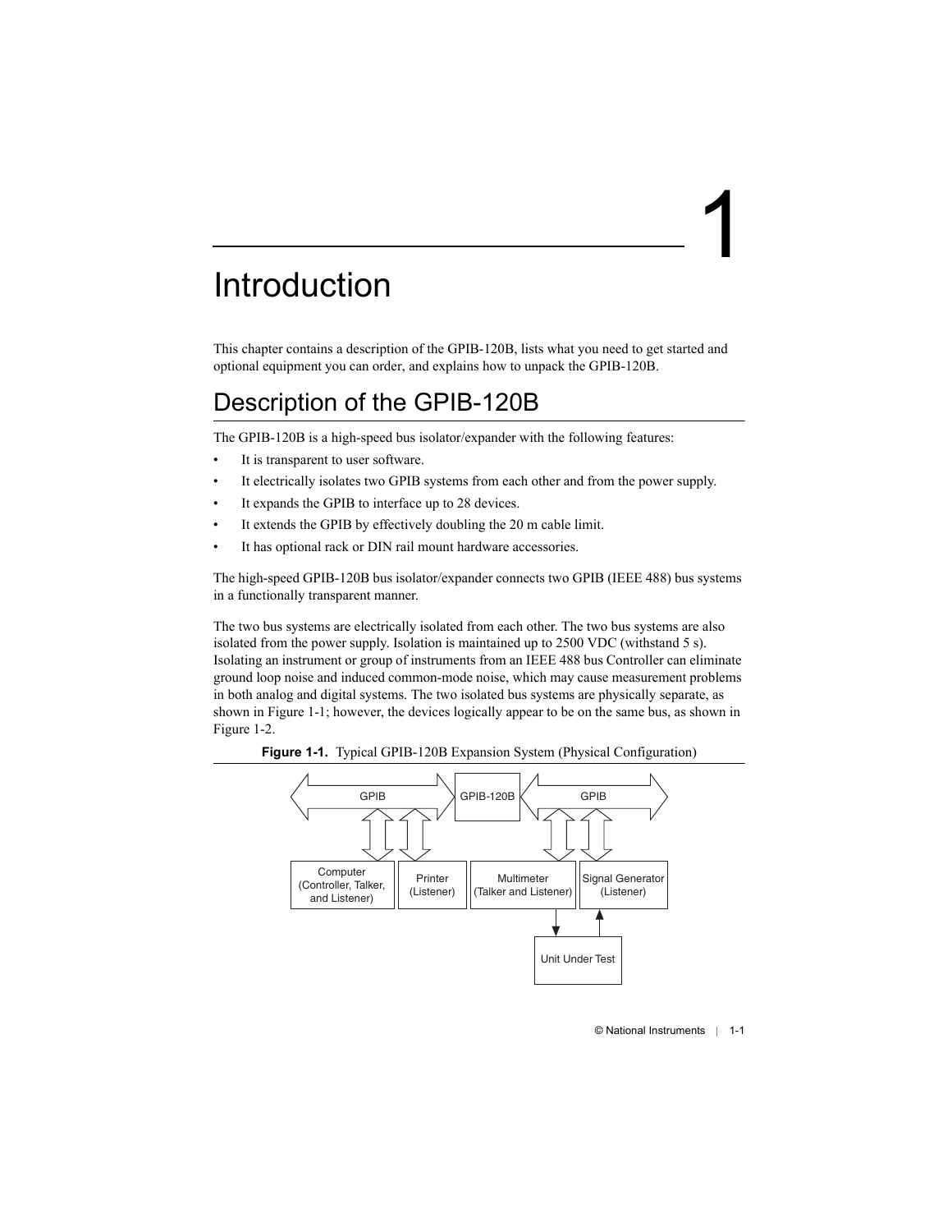# 1 Introduction

This chapter contains a description of the GPIB-120B, lists what you need to get started and optional equipment you can order, and explains how to unpack the GPIB-120B.

## Description of the GPIB-120B

The GPIB-120B is a high-speed bus isolator/expander with the following features:

- It is transparent to user software.
- It electrically isolates two GPIB systems from each other and from the power supply.
- It expands the GPIB to interface up to 28 devices.
- It extends the GPIB by effectively doubling the 20 m cable limit.
- It has optional rack or DIN rail mount hardware accessories.

The high-speed GPIB-120B bus isolator/expander connects two GPIB (IEEE 488) bus systems in a functionally transparent manner.

The two bus systems are electrically isolated from each other. The two bus systems are also isolated from the power supply. Isolation is maintained up to 2500 VDC (withstand 5 s). Isolating an instrument or group of instruments from an IEEE 488 bus Controller can eliminate ground loop noise and induced common-mode noise, which may cause measurement problems in both analog and digital systems. The two isolated bus systems are physically separate, as shown in Figure 1-1; however, the devices logically appear to be on the same bus, as shown in Figure 1-2.

**Figure 1-1.** Typical GPIB-120B Expansion System (Physical Configuration)

GPIB | GPIB-120B | GPIB

Computer (Controller, Talker, and Listener) | Printer (Listener) | Multimeter (Talker and Listener) | Signal Generator (Listener)

Unit Under Test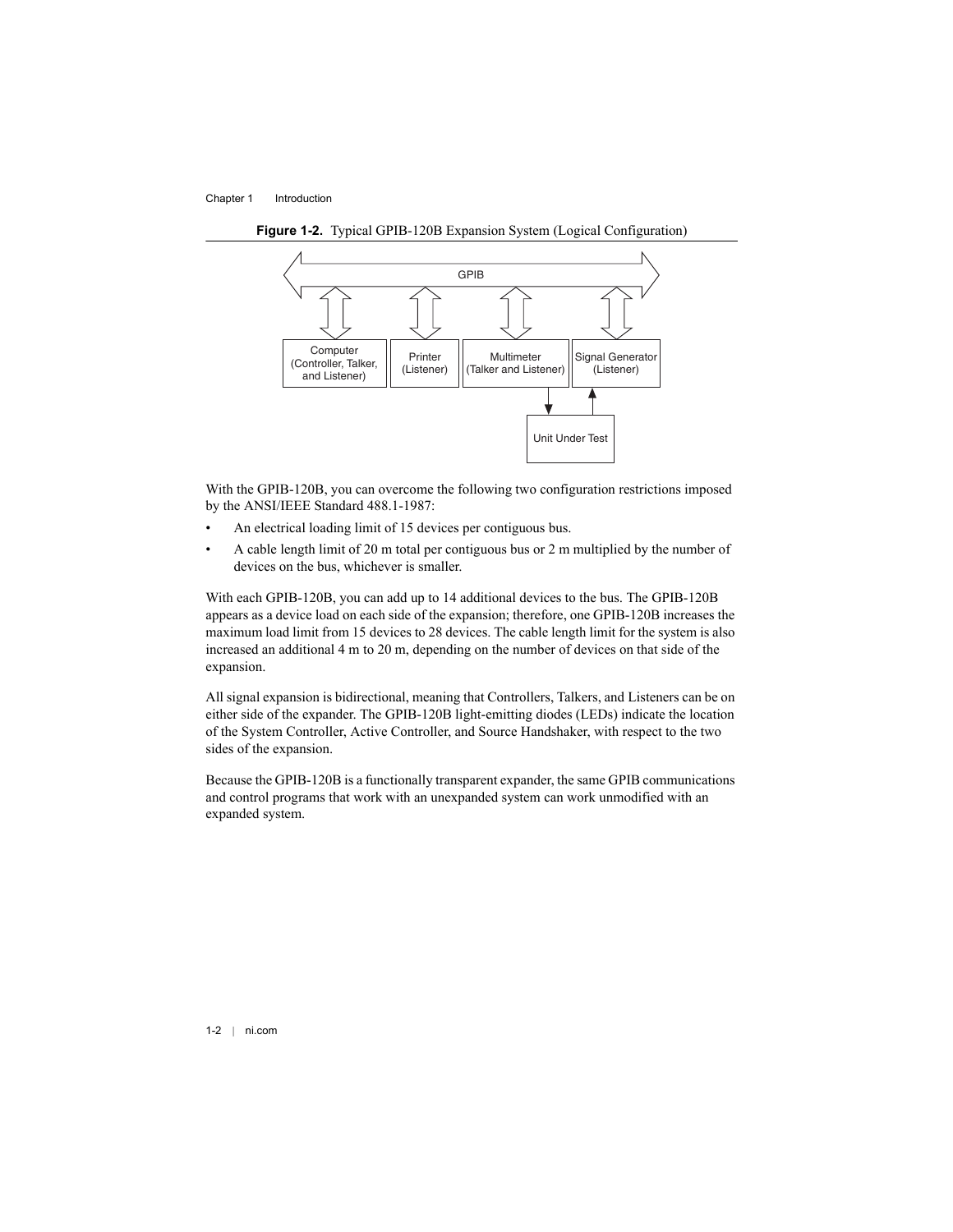**Figure 1-2.** Typical GPIB-120B Expansion System (Logical Configuration)

With the GPIB-120B, you can overcome the following two configuration restrictions imposed by the ANSI/IEEE Standard 488.1-1987:

- An electrical loading limit of 15 devices per contiguous bus.
- A cable length limit of 20 m total per contiguous bus or 2 m multiplied by the number of devices on the bus, whichever is smaller.

With each GPIB-120B, you can add up to 14 additional devices to the bus. The GPIB-120B appears as a device load on each side of the expansion; therefore, one GPIB-120B increases the maximum load limit from 15 devices to 28 devices. The cable length limit for the system is also increased an additional 4 m to 20 m, depending on the number of devices on that side of the expansion.

All signal expansion is bidirectional, meaning that Controllers, Talkers, and Listeners can be on either side of the expander. The GPIB-120B light-emitting diodes (LEDs) indicate the location of the System Controller, Active Controller, and Source Handshaker, with respect to the two sides of the expansion.

Because the GPIB-120B is a functionally transparent expander, the same GPIB communications and control programs that work with an unexpanded system can work unmodified with an expanded system.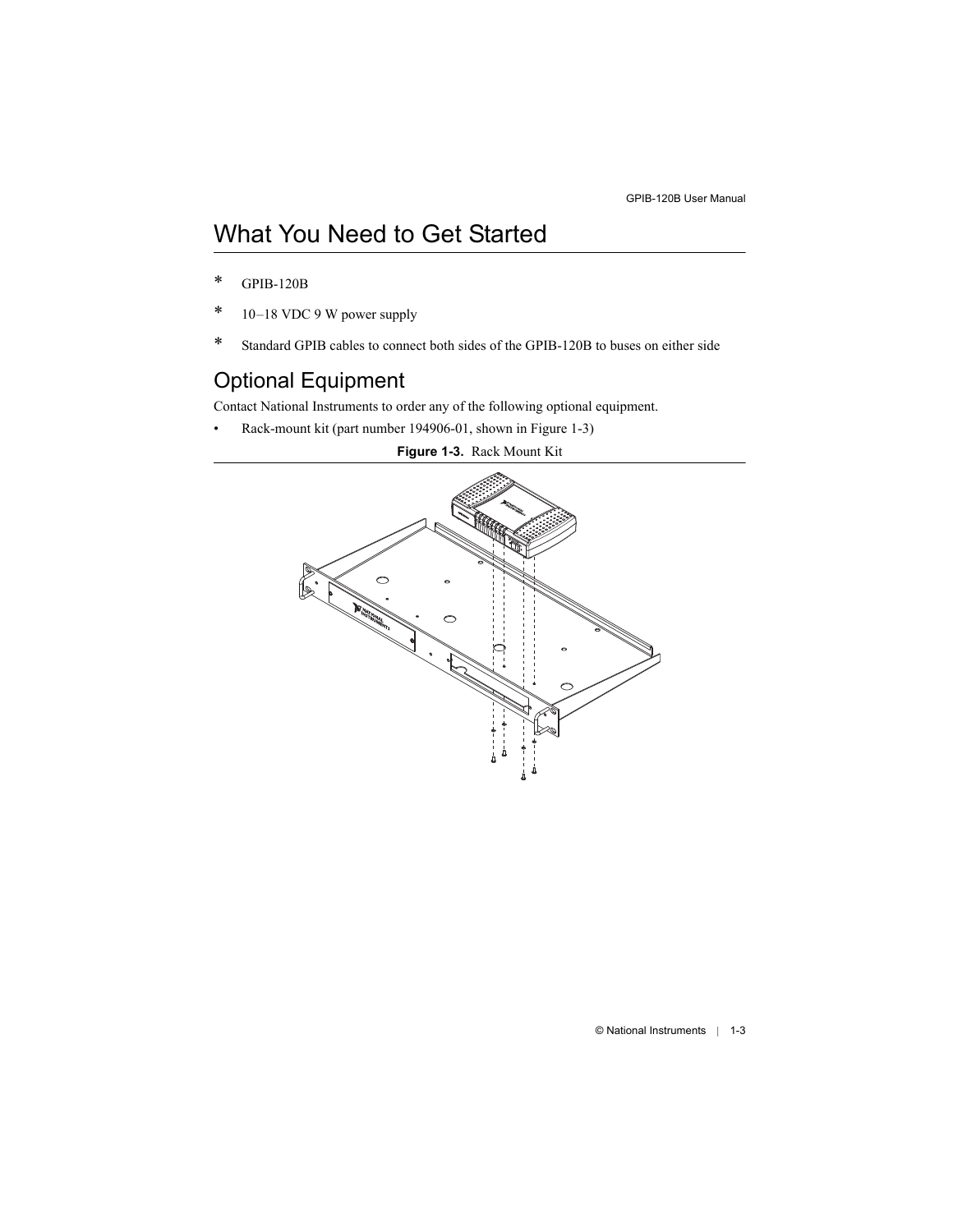# What You Need to Get Started

* GPIB-120B
* 10–18 VDC 9 W power supply
* Standard GPIB cables to connect both sides of the GPIB-120B to buses on either side

## Optional Equipment

Contact National Instruments to order any of the following optional equipment.

- Rack-mount kit (part number 194906-01, shown in Figure 1-3)

**Figure 1-3.** Rack Mount Kit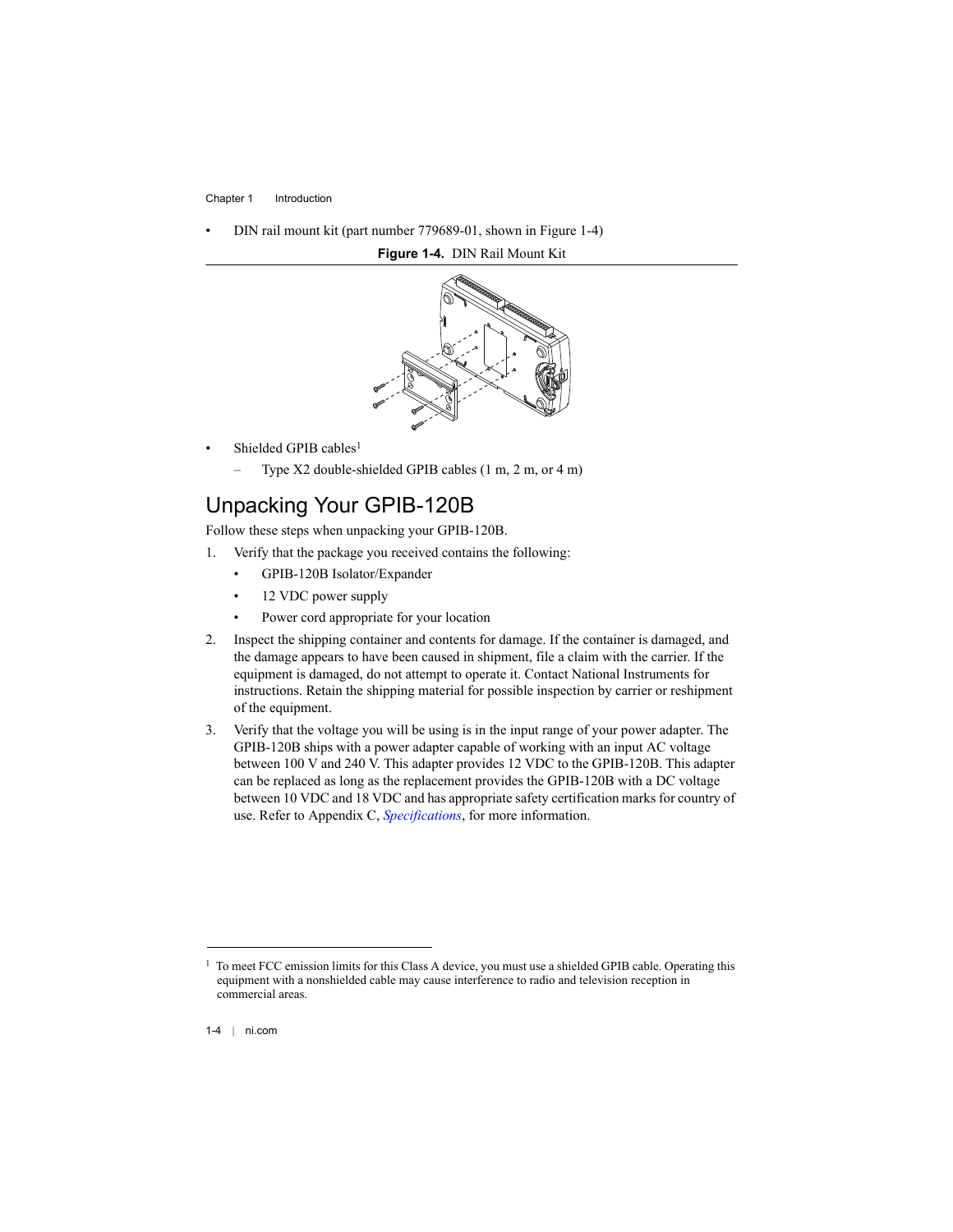- DIN rail mount kit (part number 779689-01, shown in Figure 1-4)

**Figure 1-4.** DIN Rail Mount Kit

- Shielded GPIB cables[1]
  - Type X2 double-shielded GPIB cables (1 m, 2 m, or 4 m)

## Unpacking Your GPIB-120B

Follow these steps when unpacking your GPIB-120B.

1. Verify that the package you received contains the following:
   - GPIB-120B Isolator/Expander
   - 12 VDC power supply
   - Power cord appropriate for your location
2. Inspect the shipping container and contents for damage. If the container is damaged, and the damage appears to have been caused in shipment, file a claim with the carrier. If the equipment is damaged, do not attempt to operate it. Contact National Instruments for instructions. Retain the shipping material for possible inspection by carrier or reshipment of the equipment.
3. Verify that the voltage you will be using is in the input range of your power adapter. The GPIB-120B ships with a power adapter capable of working with an input AC voltage between 100 V and 240 V. This adapter provides 12 VDC to the GPIB-120B. This adapter can be replaced as long as the replacement provides the GPIB-120B with a DC voltage between 10 VDC and 18 VDC and has appropriate safety certification marks for country of use. Refer to Appendix C, *Specifications*, for more information.

[1] To meet FCC emission limits for this Class A device, you must use a shielded GPIB cable. Operating this equipment with a nonshielded cable may cause interference to radio and television reception in commercial areas.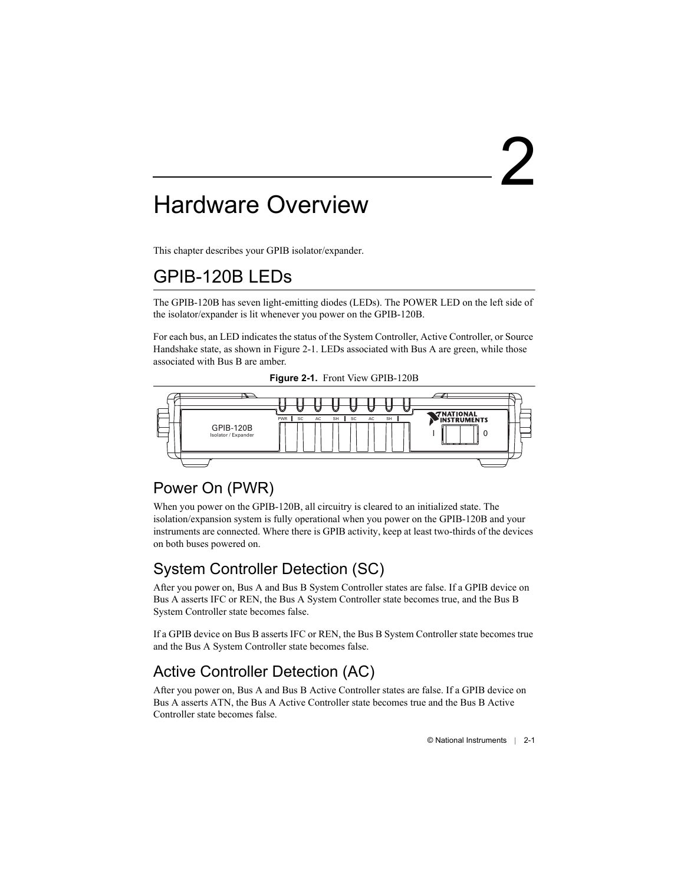# 2 Hardware Overview

This chapter describes your GPIB isolator/expander.

## GPIB-120B LEDs

The GPIB-120B has seven light-emitting diodes (LEDs). The POWER LED on the left side of the isolator/expander is lit whenever you power on the GPIB-120B.

For each bus, an LED indicates the status of the System Controller, Active Controller, or Source Handshake state, as shown in Figure 2-1. LEDs associated with Bus A are green, while those associated with Bus B are amber.

**Figure 2-1.** Front View GPIB-120B

### Power On (PWR)

When you power on the GPIB-120B, all circuitry is cleared to an initialized state. The isolation/expansion system is fully operational when you power on the GPIB-120B and your instruments are connected. Where there is GPIB activity, keep at least two-thirds of the devices on both buses powered on.

### System Controller Detection (SC)

After you power on, Bus A and Bus B System Controller states are false. If a GPIB device on Bus A asserts IFC or REN, the Bus A System Controller state becomes true, and the Bus B System Controller state becomes false.

If a GPIB device on Bus B asserts IFC or REN, the Bus B System Controller state becomes true and the Bus A System Controller state becomes false.

### Active Controller Detection (AC)

After you power on, Bus A and Bus B Active Controller states are false. If a GPIB device on Bus A asserts ATN, the Bus A Active Controller state becomes true and the Bus B Active Controller state becomes false.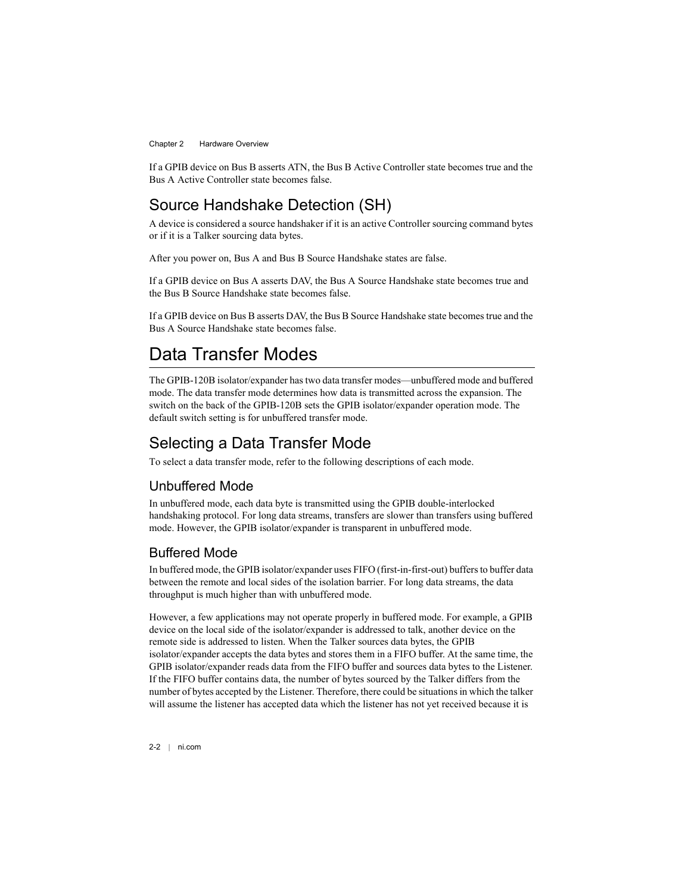If a GPIB device on Bus B asserts ATN, the Bus B Active Controller state becomes true and the Bus A Active Controller state becomes false.

## Source Handshake Detection (SH)

A device is considered a source handshaker if it is an active Controller sourcing command bytes or if it is a Talker sourcing data bytes.

After you power on, Bus A and Bus B Source Handshake states are false.

If a GPIB device on Bus A asserts DAV, the Bus A Source Handshake state becomes true and the Bus B Source Handshake state becomes false.

If a GPIB device on Bus B asserts DAV, the Bus B Source Handshake state becomes true and the Bus A Source Handshake state becomes false.

# Data Transfer Modes

The GPIB-120B isolator/expander has two data transfer modes—unbuffered mode and buffered mode. The data transfer mode determines how data is transmitted across the expansion. The switch on the back of the GPIB-120B sets the GPIB isolator/expander operation mode. The default switch setting is for unbuffered transfer mode.

## Selecting a Data Transfer Mode

To select a data transfer mode, refer to the following descriptions of each mode.

### Unbuffered Mode

In unbuffered mode, each data byte is transmitted using the GPIB double-interlocked handshaking protocol. For long data streams, transfers are slower than transfers using buffered mode. However, the GPIB isolator/expander is transparent in unbuffered mode.

### Buffered Mode

In buffered mode, the GPIB isolator/expander uses FIFO (first-in-first-out) buffers to buffer data between the remote and local sides of the isolation barrier. For long data streams, the data throughput is much higher than with unbuffered mode.

However, a few applications may not operate properly in buffered mode. For example, a GPIB device on the local side of the isolator/expander is addressed to talk, another device on the remote side is addressed to listen. When the Talker sources data bytes, the GPIB isolator/expander accepts the data bytes and stores them in a FIFO buffer. At the same time, the GPIB isolator/expander reads data from the FIFO buffer and sources data bytes to the Listener. If the FIFO buffer contains data, the number of bytes sourced by the Talker differs from the number of bytes accepted by the Listener. Therefore, there could be situations in which the talker will assume the listener has accepted data which the listener has not yet received because it is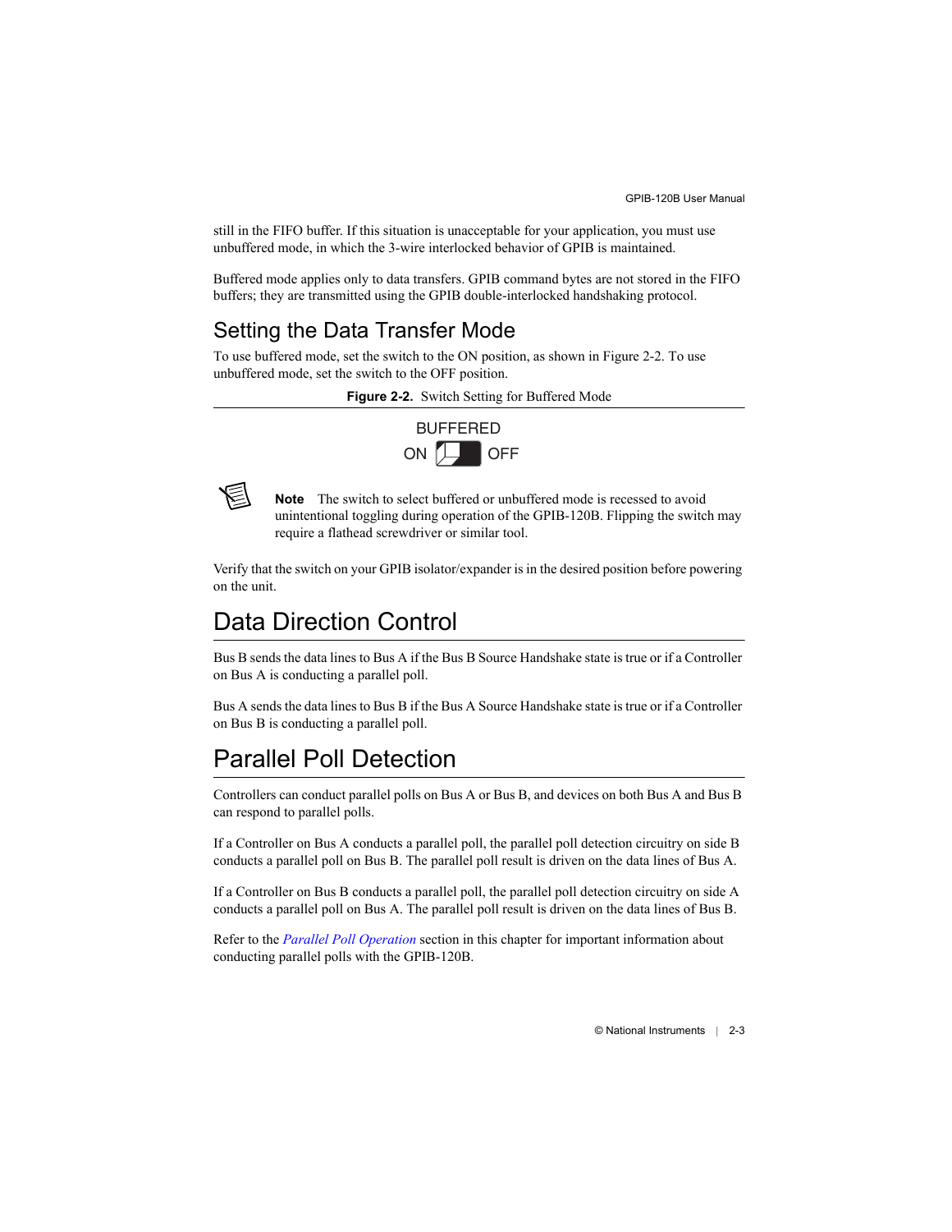still in the FIFO buffer. If this situation is unacceptable for your application, you must use unbuffered mode, in which the 3-wire interlocked behavior of GPIB is maintained.

Buffered mode applies only to data transfers. GPIB command bytes are not stored in the FIFO buffers; they are transmitted using the GPIB double-interlocked handshaking protocol.

## Setting the Data Transfer Mode

To use buffered mode, set the switch to the ON position, as shown in Figure 2-2. To use unbuffered mode, set the switch to the OFF position.

**Figure 2-2.** Switch Setting for Buffered Mode

BUFFERED

ON OFF

**Note** The switch to select buffered or unbuffered mode is recessed to avoid unintentional toggling during operation of the GPIB-120B. Flipping the switch may require a flathead screwdriver or similar tool.

Verify that the switch on your GPIB isolator/expander is in the desired position before powering on the unit.

# Data Direction Control

Bus B sends the data lines to Bus A if the Bus B Source Handshake state is true or if a Controller on Bus A is conducting a parallel poll.

Bus A sends the data lines to Bus B if the Bus A Source Handshake state is true or if a Controller on Bus B is conducting a parallel poll.

# Parallel Poll Detection

Controllers can conduct parallel polls on Bus A or Bus B, and devices on both Bus A and Bus B can respond to parallel polls.

If a Controller on Bus A conducts a parallel poll, the parallel poll detection circuitry on side B conducts a parallel poll on Bus B. The parallel poll result is driven on the data lines of Bus A.

If a Controller on Bus B conducts a parallel poll, the parallel poll detection circuitry on side A conducts a parallel poll on Bus A. The parallel poll result is driven on the data lines of Bus B.

Refer to the *Parallel Poll Operation* section in this chapter for important information about conducting parallel polls with the GPIB-120B.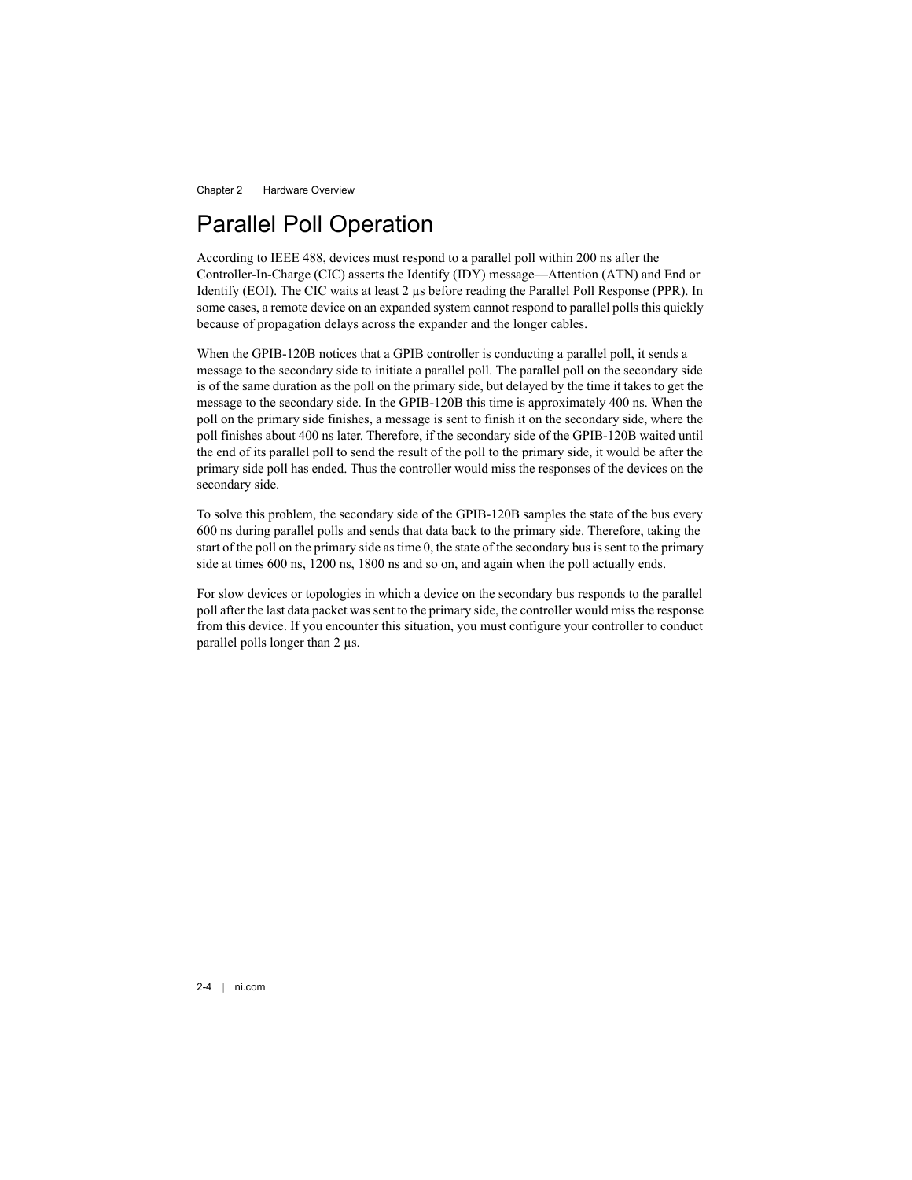# Parallel Poll Operation

According to IEEE 488, devices must respond to a parallel poll within 200 ns after the Controller-In-Charge (CIC) asserts the Identify (IDY) message—Attention (ATN) and End or Identify (EOI). The CIC waits at least 2 µs before reading the Parallel Poll Response (PPR). In some cases, a remote device on an expanded system cannot respond to parallel polls this quickly because of propagation delays across the expander and the longer cables.

When the GPIB-120B notices that a GPIB controller is conducting a parallel poll, it sends a message to the secondary side to initiate a parallel poll. The parallel poll on the secondary side is of the same duration as the poll on the primary side, but delayed by the time it takes to get the message to the secondary side. In the GPIB-120B this time is approximately 400 ns. When the poll on the primary side finishes, a message is sent to finish it on the secondary side, where the poll finishes about 400 ns later. Therefore, if the secondary side of the GPIB-120B waited until the end of its parallel poll to send the result of the poll to the primary side, it would be after the primary side poll has ended. Thus the controller would miss the responses of the devices on the secondary side.

To solve this problem, the secondary side of the GPIB-120B samples the state of the bus every 600 ns during parallel polls and sends that data back to the primary side. Therefore, taking the start of the poll on the primary side as time 0, the state of the secondary bus is sent to the primary side at times 600 ns, 1200 ns, 1800 ns and so on, and again when the poll actually ends.

For slow devices or topologies in which a device on the secondary bus responds to the parallel poll after the last data packet was sent to the primary side, the controller would miss the response from this device. If you encounter this situation, you must configure your controller to conduct parallel polls longer than 2 µs.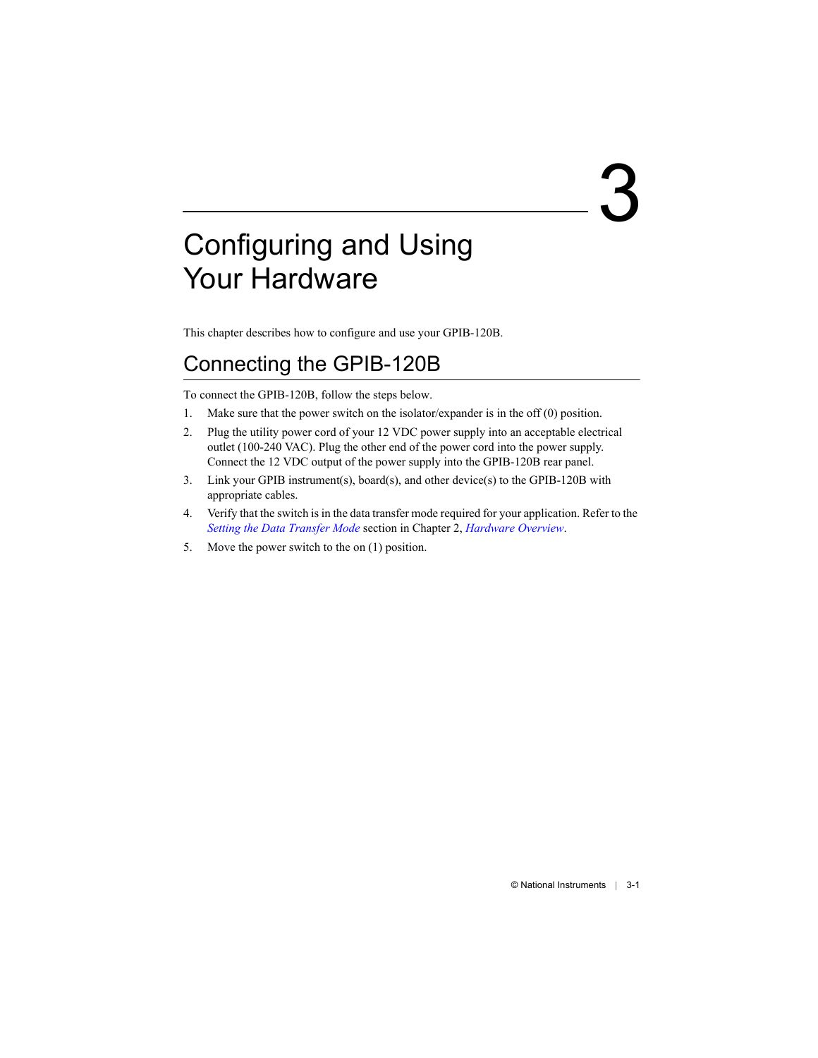# 3 Configuring and Using Your Hardware

This chapter describes how to configure and use your GPIB-120B.

## Connecting the GPIB-120B

To connect the GPIB-120B, follow the steps below.

1. Make sure that the power switch on the isolator/expander is in the off (0) position.
2. Plug the utility power cord of your 12 VDC power supply into an acceptable electrical outlet (100-240 VAC). Plug the other end of the power cord into the power supply. Connect the 12 VDC output of the power supply into the GPIB-120B rear panel.
3. Link your GPIB instrument(s), board(s), and other device(s) to the GPIB-120B with appropriate cables.
4. Verify that the switch is in the data transfer mode required for your application. Refer to the *Setting the Data Transfer Mode* section in Chapter 2, *Hardware Overview*.
5. Move the power switch to the on (1) position.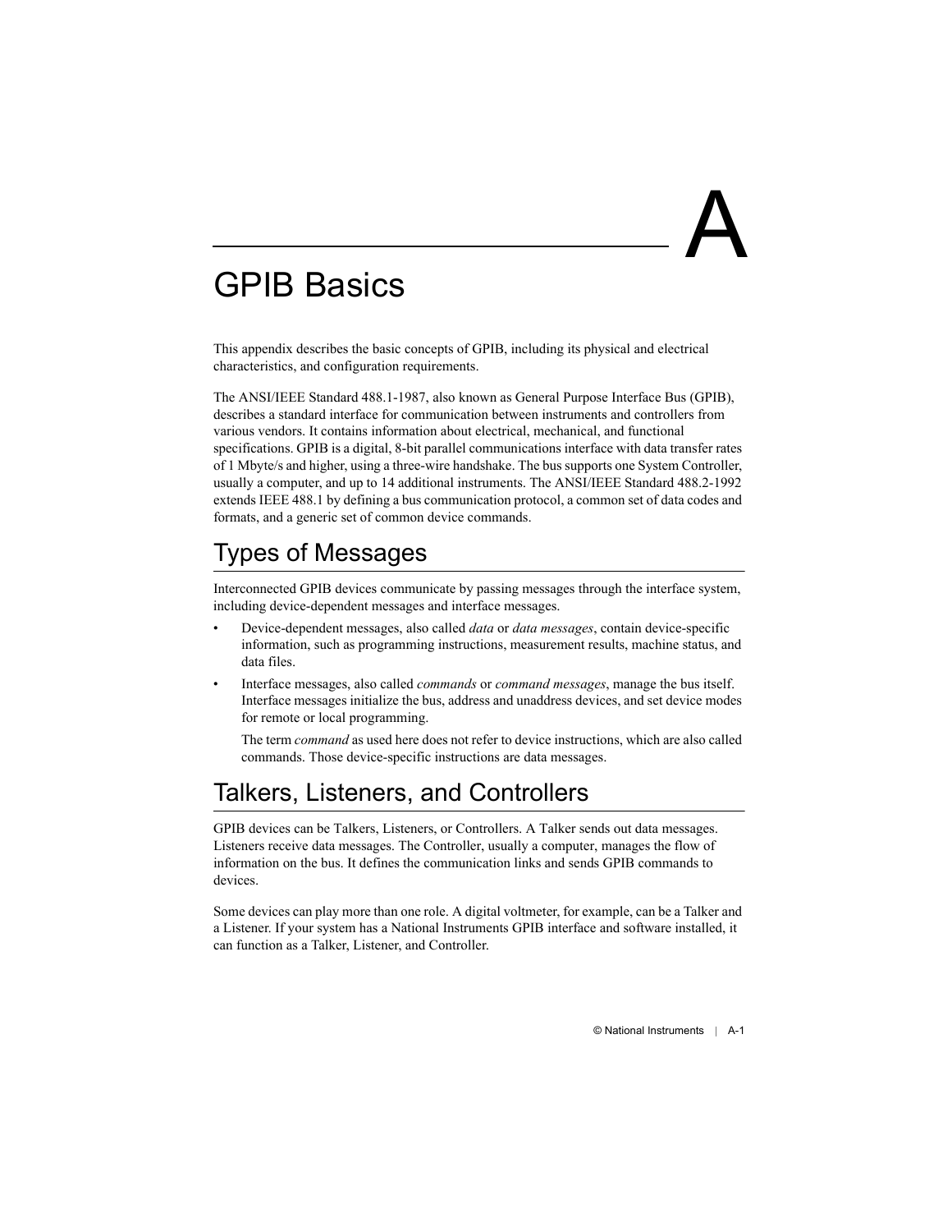# A GPIB Basics

This appendix describes the basic concepts of GPIB, including its physical and electrical characteristics, and configuration requirements.

The ANSI/IEEE Standard 488.1-1987, also known as General Purpose Interface Bus (GPIB), describes a standard interface for communication between instruments and controllers from various vendors. It contains information about electrical, mechanical, and functional specifications. GPIB is a digital, 8-bit parallel communications interface with data transfer rates of 1 Mbyte/s and higher, using a three-wire handshake. The bus supports one System Controller, usually a computer, and up to 14 additional instruments. The ANSI/IEEE Standard 488.2-1992 extends IEEE 488.1 by defining a bus communication protocol, a common set of data codes and formats, and a generic set of common device commands.

## Types of Messages

Interconnected GPIB devices communicate by passing messages through the interface system, including device-dependent messages and interface messages.

- Device-dependent messages, also called *data* or *data messages*, contain device-specific information, such as programming instructions, measurement results, machine status, and data files.
- Interface messages, also called *commands* or *command messages*, manage the bus itself. Interface messages initialize the bus, address and unaddress devices, and set device modes for remote or local programming.

  The term *command* as used here does not refer to device instructions, which are also called commands. Those device-specific instructions are data messages.

## Talkers, Listeners, and Controllers

GPIB devices can be Talkers, Listeners, or Controllers. A Talker sends out data messages. Listeners receive data messages. The Controller, usually a computer, manages the flow of information on the bus. It defines the communication links and sends GPIB commands to devices.

Some devices can play more than one role. A digital voltmeter, for example, can be a Talker and a Listener. If your system has a National Instruments GPIB interface and software installed, it can function as a Talker, Listener, and Controller.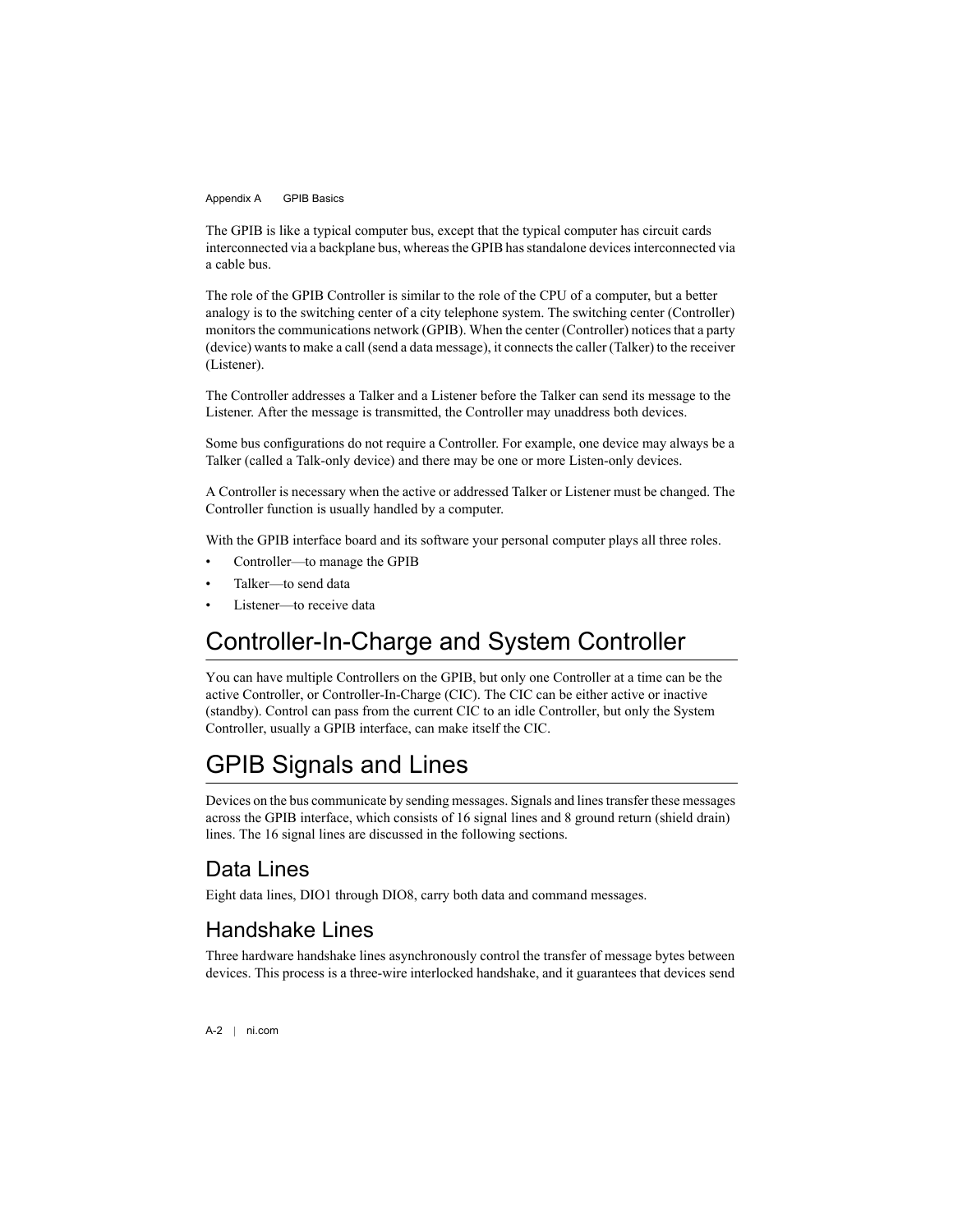The GPIB is like a typical computer bus, except that the typical computer has circuit cards interconnected via a backplane bus, whereas the GPIB has standalone devices interconnected via a cable bus.

The role of the GPIB Controller is similar to the role of the CPU of a computer, but a better analogy is to the switching center of a city telephone system. The switching center (Controller) monitors the communications network (GPIB). When the center (Controller) notices that a party (device) wants to make a call (send a data message), it connects the caller (Talker) to the receiver (Listener).

The Controller addresses a Talker and a Listener before the Talker can send its message to the Listener. After the message is transmitted, the Controller may unaddress both devices.

Some bus configurations do not require a Controller. For example, one device may always be a Talker (called a Talk-only device) and there may be one or more Listen-only devices.

A Controller is necessary when the active or addressed Talker or Listener must be changed. The Controller function is usually handled by a computer.

With the GPIB interface board and its software your personal computer plays all three roles.

- Controller—to manage the GPIB
- Talker—to send data
- Listener—to receive data

# Controller-In-Charge and System Controller

You can have multiple Controllers on the GPIB, but only one Controller at a time can be the active Controller, or Controller-In-Charge (CIC). The CIC can be either active or inactive (standby). Control can pass from the current CIC to an idle Controller, but only the System Controller, usually a GPIB interface, can make itself the CIC.

# GPIB Signals and Lines

Devices on the bus communicate by sending messages. Signals and lines transfer these messages across the GPIB interface, which consists of 16 signal lines and 8 ground return (shield drain) lines. The 16 signal lines are discussed in the following sections.

## Data Lines

Eight data lines, DIO1 through DIO8, carry both data and command messages.

## Handshake Lines

Three hardware handshake lines asynchronously control the transfer of message bytes between devices. This process is a three-wire interlocked handshake, and it guarantees that devices send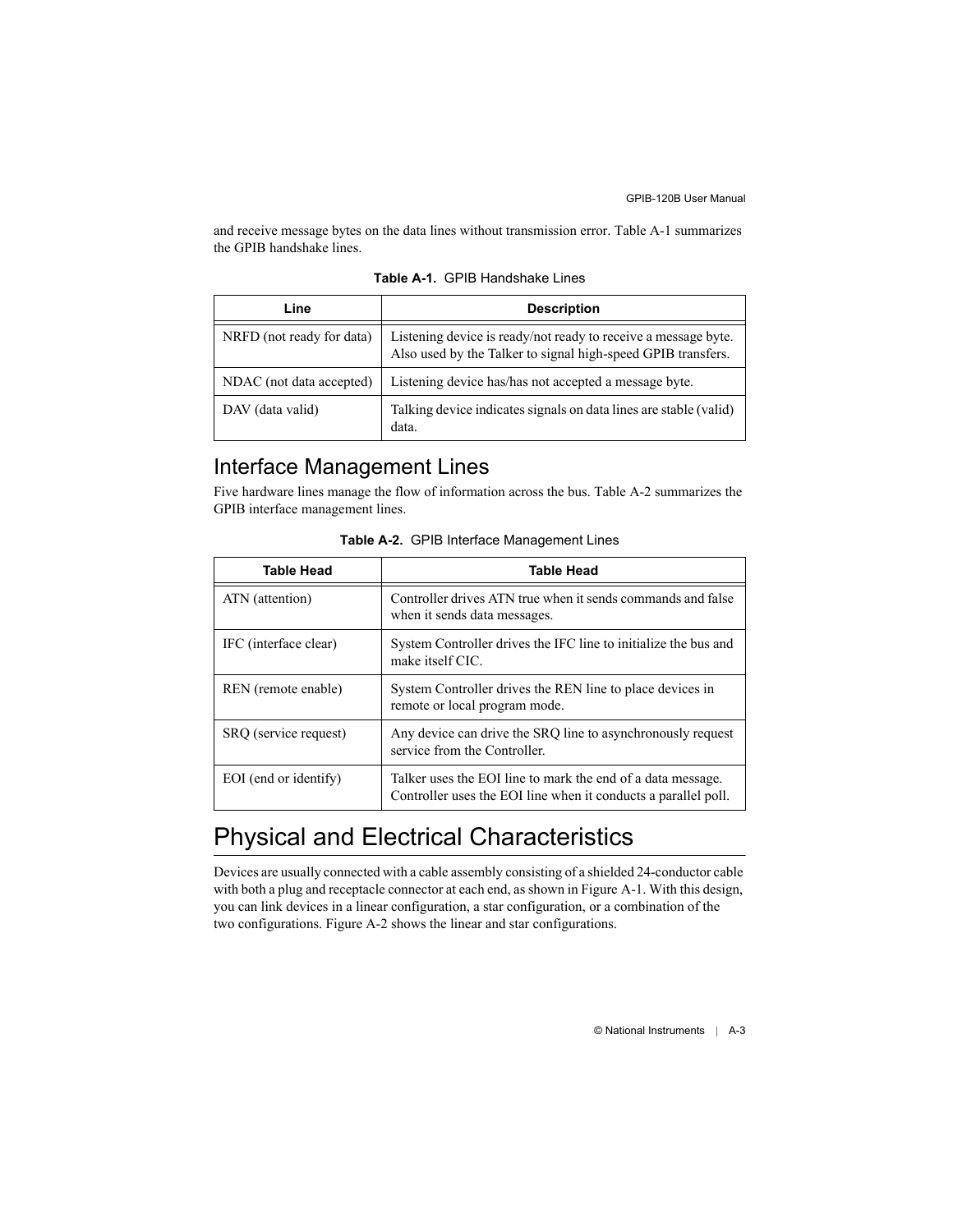and receive message bytes on the data lines without transmission error. Table A-1 summarizes the GPIB handshake lines.

**Table A-1.** GPIB Handshake Lines

| Line | Description |
|---|---|
| NRFD (not ready for data) | Listening device is ready/not ready to receive a message byte. Also used by the Talker to signal high-speed GPIB transfers. |
| NDAC (not data accepted) | Listening device has/has not accepted a message byte. |
| DAV (data valid) | Talking device indicates signals on data lines are stable (valid) data. |

## Interface Management Lines

Five hardware lines manage the flow of information across the bus. Table A-2 summarizes the GPIB interface management lines.

**Table A-2.** GPIB Interface Management Lines

| Table Head | Table Head |
|---|---|
| ATN (attention) | Controller drives ATN true when it sends commands and false when it sends data messages. |
| IFC (interface clear) | System Controller drives the IFC line to initialize the bus and make itself CIC. |
| REN (remote enable) | System Controller drives the REN line to place devices in remote or local program mode. |
| SRQ (service request) | Any device can drive the SRQ line to asynchronously request service from the Controller. |
| EOI (end or identify) | Talker uses the EOI line to mark the end of a data message. Controller uses the EOI line when it conducts a parallel poll. |

# Physical and Electrical Characteristics

Devices are usually connected with a cable assembly consisting of a shielded 24-conductor cable with both a plug and receptacle connector at each end, as shown in Figure A-1. With this design, you can link devices in a linear configuration, a star configuration, or a combination of the two configurations. Figure A-2 shows the linear and star configurations.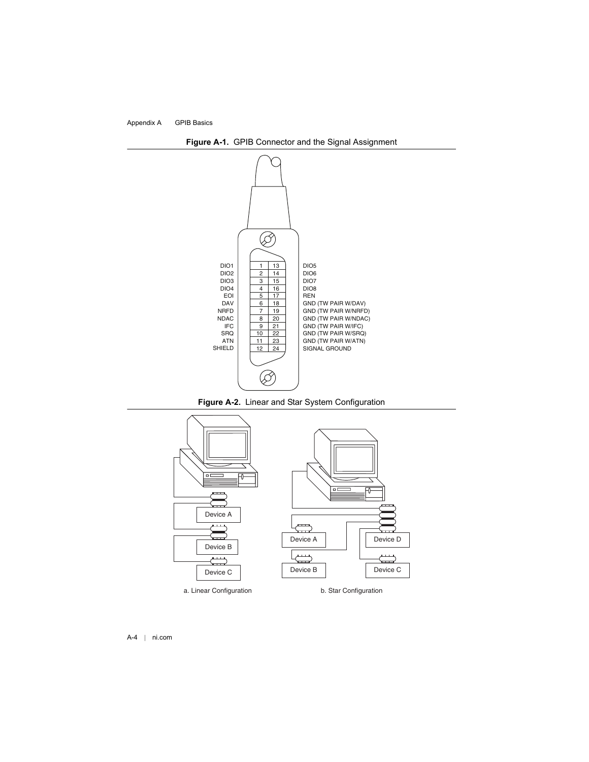**Figure A-1.** GPIB Connector and the Signal Assignment

| Signal | Pin | Pin | Signal |
|---|---|---|---|
| DIO1 | 1 | 13 | DIO5 |
| DIO2 | 2 | 14 | DIO6 |
| DIO3 | 3 | 15 | DIO7 |
| DIO4 | 4 | 16 | DIO8 |
| EOI | 5 | 17 | REN |
| DAV | 6 | 18 | GND (TW PAIR W/DAV) |
| NRFD | 7 | 19 | GND (TW PAIR W/NRFD) |
| NDAC | 8 | 20 | GND (TW PAIR W/NDAC) |
| IFC | 9 | 21 | GND (TW PAIR W/IFC) |
| SRQ | 10 | 22 | GND (TW PAIR W/SRQ) |
| ATN | 11 | 23 | GND (TW PAIR W/ATN) |
| SHIELD | 12 | 24 | SIGNAL GROUND |

**Figure A-2.** Linear and Star System Configuration

Device A, Device B, Device C

a. Linear Configuration

Device A, Device D, Device B, Device C

b. Star Configuration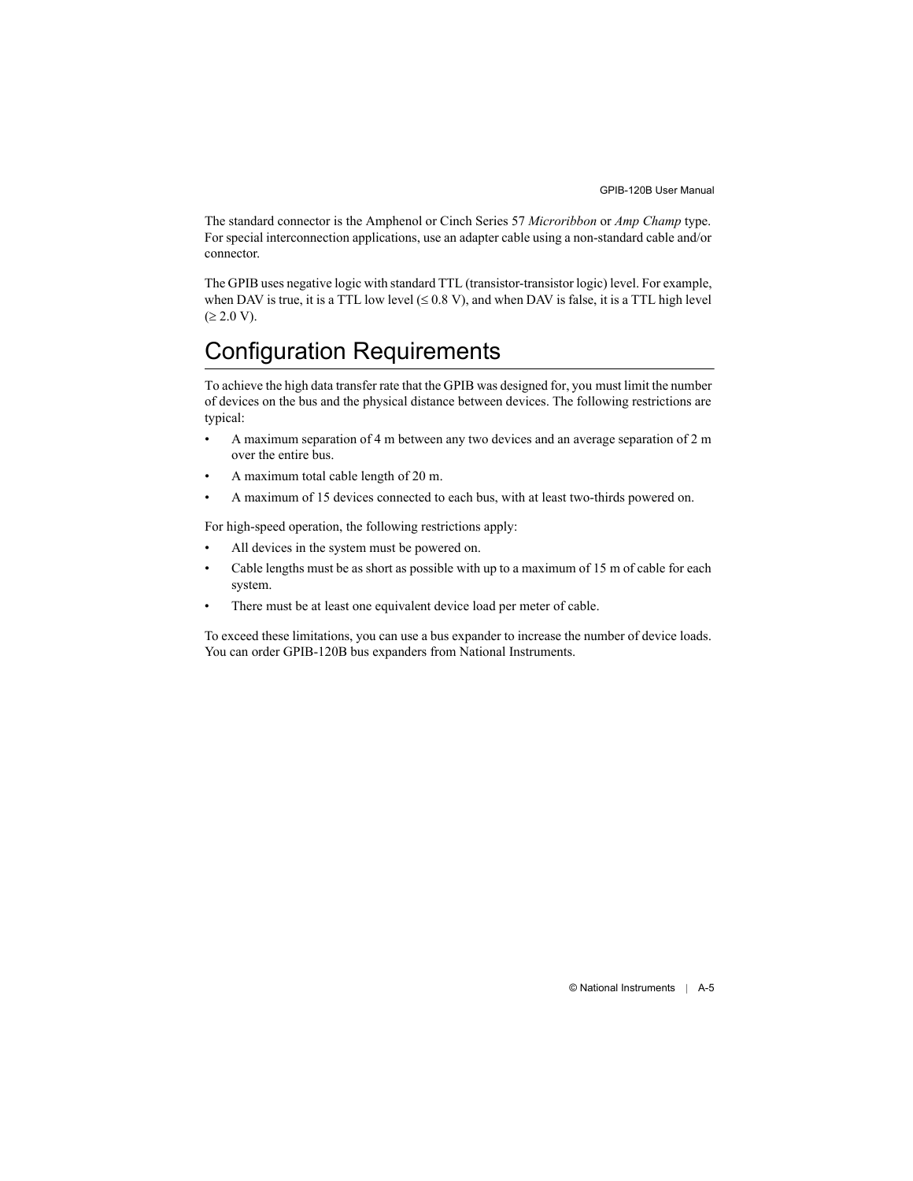The standard connector is the Amphenol or Cinch Series 57 *Microribbon* or *Amp Champ* type. For special interconnection applications, use an adapter cable using a non-standard cable and/or connector.

The GPIB uses negative logic with standard TTL (transistor-transistor logic) level. For example, when DAV is true, it is a TTL low level (≤ 0.8 V), and when DAV is false, it is a TTL high level (≥ 2.0 V).

## Configuration Requirements

To achieve the high data transfer rate that the GPIB was designed for, you must limit the number of devices on the bus and the physical distance between devices. The following restrictions are typical:

- A maximum separation of 4 m between any two devices and an average separation of 2 m over the entire bus.
- A maximum total cable length of 20 m.
- A maximum of 15 devices connected to each bus, with at least two-thirds powered on.

For high-speed operation, the following restrictions apply:

- All devices in the system must be powered on.
- Cable lengths must be as short as possible with up to a maximum of 15 m of cable for each system.
- There must be at least one equivalent device load per meter of cable.

To exceed these limitations, you can use a bus expander to increase the number of device loads. You can order GPIB-120B bus expanders from National Instruments.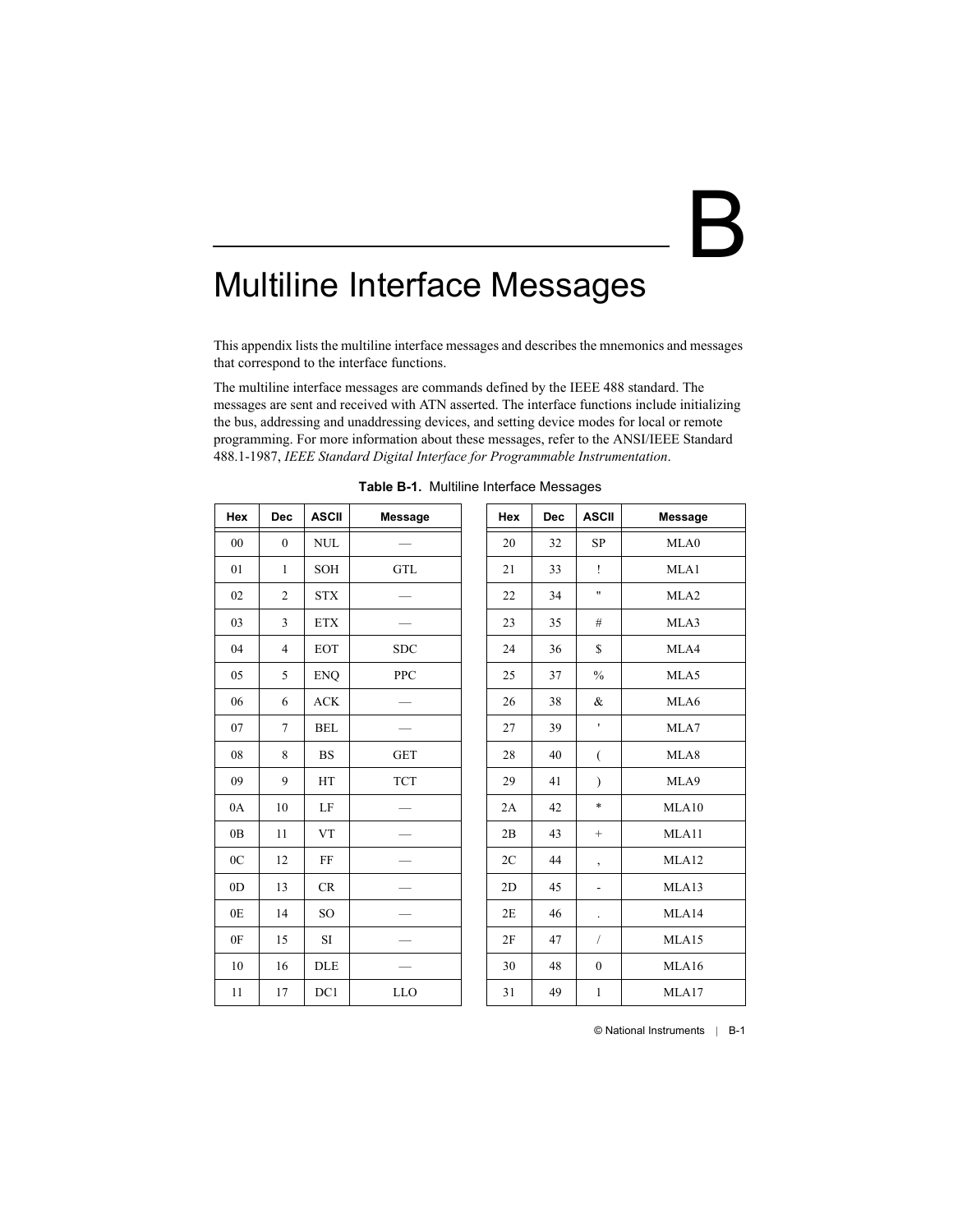# B Multiline Interface Messages

This appendix lists the multiline interface messages and describes the mnemonics and messages that correspond to the interface functions.

The multiline interface messages are commands defined by the IEEE 488 standard. The messages are sent and received with ATN asserted. The interface functions include initializing the bus, addressing and unaddressing devices, and setting device modes for local or remote programming. For more information about these messages, refer to the ANSI/IEEE Standard 488.1-1987, *IEEE Standard Digital Interface for Programmable Instrumentation*.

**Table B-1.** Multiline Interface Messages

| Hex | Dec | ASCII | Message |
|---|---|---|---|
| 00 | 0 | NUL | — |
| 01 | 1 | SOH | GTL |
| 02 | 2 | STX | — |
| 03 | 3 | ETX | — |
| 04 | 4 | EOT | SDC |
| 05 | 5 | ENQ | PPC |
| 06 | 6 | ACK | — |
| 07 | 7 | BEL | — |
| 08 | 8 | BS | GET |
| 09 | 9 | HT | TCT |
| 0A | 10 | LF | — |
| 0B | 11 | VT | — |
| 0C | 12 | FF | — |
| 0D | 13 | CR | — |
| 0E | 14 | SO | — |
| 0F | 15 | SI | — |
| 10 | 16 | DLE | — |
| 11 | 17 | DC1 | LLO |
| 20 | 32 | SP | MLA0 |
| 21 | 33 | ! | MLA1 |
| 22 | 34 | " | MLA2 |
| 23 | 35 | # | MLA3 |
| 24 | 36 | $ | MLA4 |
| 25 | 37 | % | MLA5 |
| 26 | 38 | & | MLA6 |
| 27 | 39 | ' | MLA7 |
| 28 | 40 | ( | MLA8 |
| 29 | 41 | ) | MLA9 |
| 2A | 42 | * | MLA10 |
| 2B | 43 | + | MLA11 |
| 2C | 44 | , | MLA12 |
| 2D | 45 | - | MLA13 |
| 2E | 46 | . | MLA14 |
| 2F | 47 | / | MLA15 |
| 30 | 48 | 0 | MLA16 |
| 31 | 49 | 1 | MLA17 |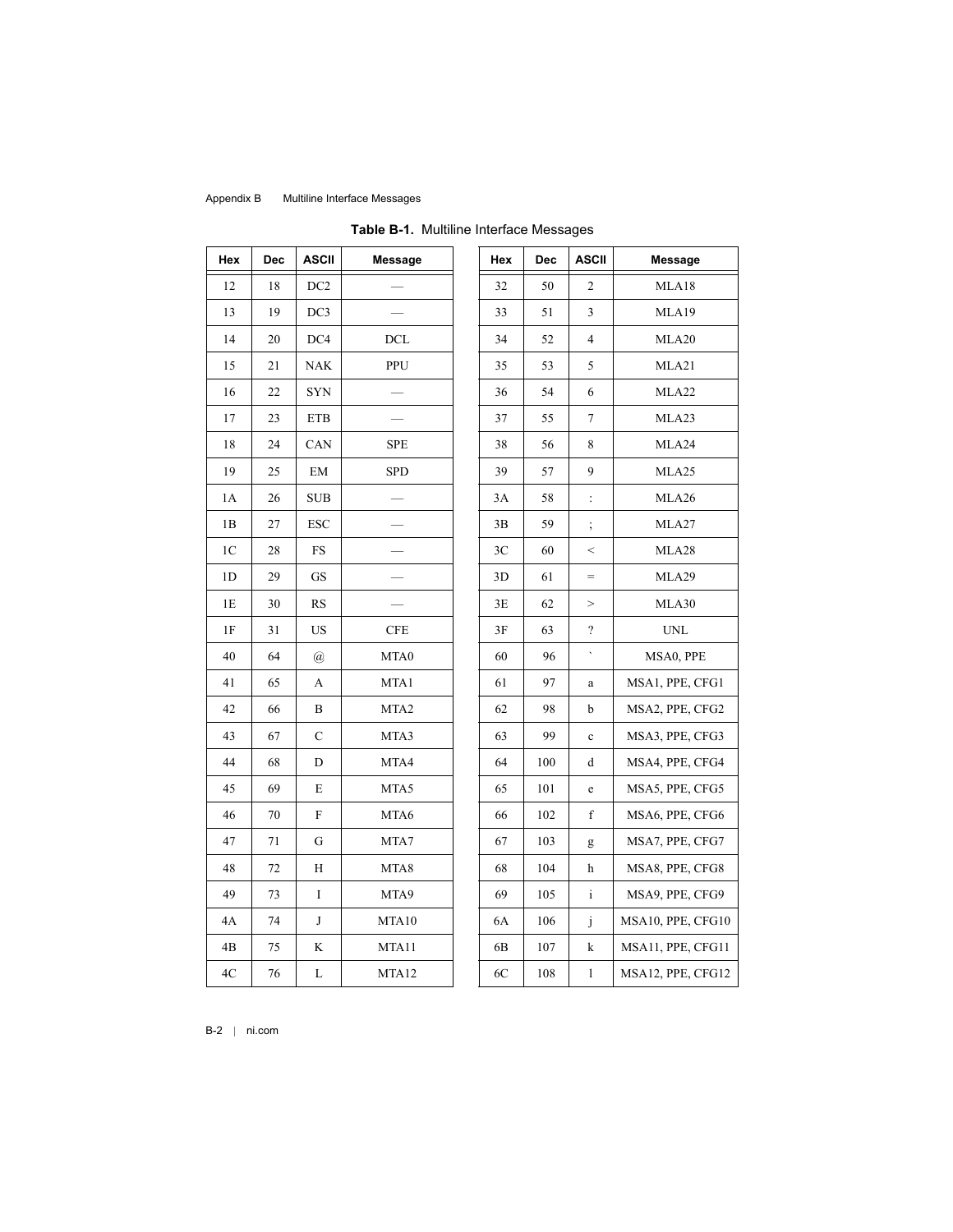**Table B-1.** Multiline Interface Messages

| Hex | Dec | ASCII | Message | | Hex | Dec | ASCII | Message |
|---|---|---|---|---|---|---|---|---|
| 12 | 18 | DC2 | — | | 32 | 50 | 2 | MLA18 |
| 13 | 19 | DC3 | — | | 33 | 51 | 3 | MLA19 |
| 14 | 20 | DC4 | DCL | | 34 | 52 | 4 | MLA20 |
| 15 | 21 | NAK | PPU | | 35 | 53 | 5 | MLA21 |
| 16 | 22 | SYN | — | | 36 | 54 | 6 | MLA22 |
| 17 | 23 | ETB | — | | 37 | 55 | 7 | MLA23 |
| 18 | 24 | CAN | SPE | | 38 | 56 | 8 | MLA24 |
| 19 | 25 | EM | SPD | | 39 | 57 | 9 | MLA25 |
| 1A | 26 | SUB | — | | 3A | 58 | : | MLA26 |
| 1B | 27 | ESC | — | | 3B | 59 | ; | MLA27 |
| 1C | 28 | FS | — | | 3C | 60 | < | MLA28 |
| 1D | 29 | GS | — | | 3D | 61 | = | MLA29 |
| 1E | 30 | RS | — | | 3E | 62 | > | MLA30 |
| 1F | 31 | US | CFE | | 3F | 63 | ? | UNL |
| 40 | 64 | @ | MTA0 | | 60 | 96 | ` | MSA0, PPE |
| 41 | 65 | A | MTA1 | | 61 | 97 | a | MSA1, PPE, CFG1 |
| 42 | 66 | B | MTA2 | | 62 | 98 | b | MSA2, PPE, CFG2 |
| 43 | 67 | C | MTA3 | | 63 | 99 | c | MSA3, PPE, CFG3 |
| 44 | 68 | D | MTA4 | | 64 | 100 | d | MSA4, PPE, CFG4 |
| 45 | 69 | E | MTA5 | | 65 | 101 | e | MSA5, PPE, CFG5 |
| 46 | 70 | F | MTA6 | | 66 | 102 | f | MSA6, PPE, CFG6 |
| 47 | 71 | G | MTA7 | | 67 | 103 | g | MSA7, PPE, CFG7 |
| 48 | 72 | H | MTA8 | | 68 | 104 | h | MSA8, PPE, CFG8 |
| 49 | 73 | I | MTA9 | | 69 | 105 | i | MSA9, PPE, CFG9 |
| 4A | 74 | J | MTA10 | | 6A | 106 | j | MSA10, PPE, CFG10 |
| 4B | 75 | K | MTA11 | | 6B | 107 | k | MSA11, PPE, CFG11 |
| 4C | 76 | L | MTA12 | | 6C | 108 | l | MSA12, PPE, CFG12 |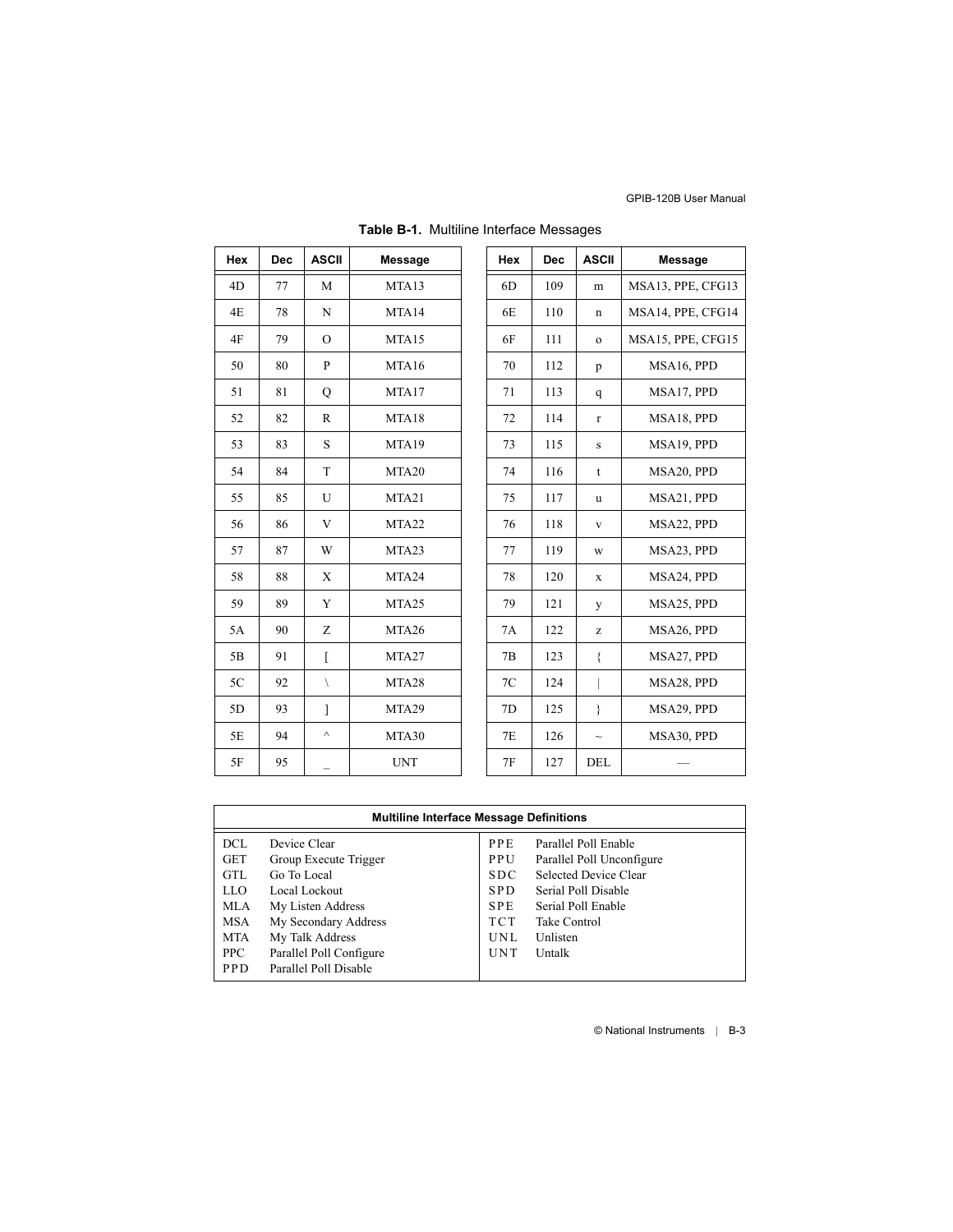**Table B-1.** Multiline Interface Messages

| Hex | Dec | ASCII | Message | Hex | Dec | ASCII | Message |
|---|---|---|---|---|---|---|---|
| 4D | 77 | M | MTA13 | 6D | 109 | m | MSA13, PPE, CFG13 |
| 4E | 78 | N | MTA14 | 6E | 110 | n | MSA14, PPE, CFG14 |
| 4F | 79 | O | MTA15 | 6F | 111 | o | MSA15, PPE, CFG15 |
| 50 | 80 | P | MTA16 | 70 | 112 | p | MSA16, PPD |
| 51 | 81 | Q | MTA17 | 71 | 113 | q | MSA17, PPD |
| 52 | 82 | R | MTA18 | 72 | 114 | r | MSA18, PPD |
| 53 | 83 | S | MTA19 | 73 | 115 | s | MSA19, PPD |
| 54 | 84 | T | MTA20 | 74 | 116 | t | MSA20, PPD |
| 55 | 85 | U | MTA21 | 75 | 117 | u | MSA21, PPD |
| 56 | 86 | V | MTA22 | 76 | 118 | v | MSA22, PPD |
| 57 | 87 | W | MTA23 | 77 | 119 | w | MSA23, PPD |
| 58 | 88 | X | MTA24 | 78 | 120 | x | MSA24, PPD |
| 59 | 89 | Y | MTA25 | 79 | 121 | y | MSA25, PPD |
| 5A | 90 | Z | MTA26 | 7A | 122 | z | MSA26, PPD |
| 5B | 91 | [ | MTA27 | 7B | 123 | { | MSA27, PPD |
| 5C | 92 | \ | MTA28 | 7C | 124 | &#124; | MSA28, PPD |
| 5D | 93 | ] | MTA29 | 7D | 125 | } | MSA29, PPD |
| 5E | 94 | ^ | MTA30 | 7E | 126 | ~ | MSA30, PPD |
| 5F | 95 | _ | UNT | 7F | 127 | DEL | — |

| Multiline Interface Message Definitions | | | |
|---|---|---|---|
| DCL | Device Clear | PPE | Parallel Poll Enable |
| GET | Group Execute Trigger | PPU | Parallel Poll Unconfigure |
| GTL | Go To Local | SDC | Selected Device Clear |
| LLO | Local Lockout | SPD | Serial Poll Disable |
| MLA | My Listen Address | SPE | Serial Poll Enable |
| MSA | My Secondary Address | TCT | Take Control |
| MTA | My Talk Address | UNL | Unlisten |
| PPC | Parallel Poll Configure | UNT | Untalk |
| PPD | Parallel Poll Disable | | |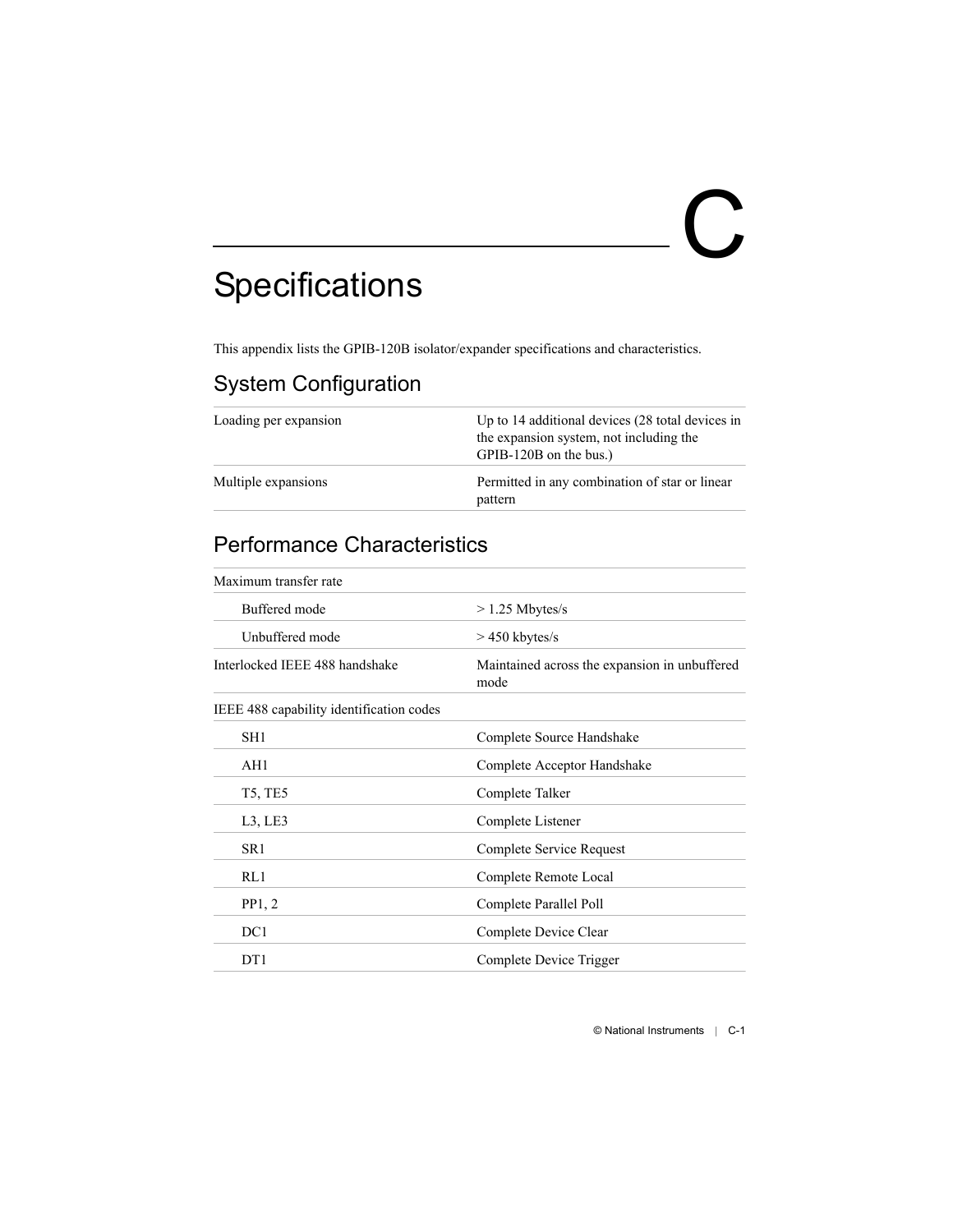# C Specifications

This appendix lists the GPIB-120B isolator/expander specifications and characteristics.

## System Configuration

| | |
|---|---|
| Loading per expansion | Up to 14 additional devices (28 total devices in the expansion system, not including the GPIB-120B on the bus.) |
| Multiple expansions | Permitted in any combination of star or linear pattern |

## Performance Characteristics

| | |
|---|---|
| Maximum transfer rate | |
| Buffered mode | > 1.25 Mbytes/s |
| Unbuffered mode | > 450 kbytes/s |
| Interlocked IEEE 488 handshake | Maintained across the expansion in unbuffered mode |
| IEEE 488 capability identification codes | |
| SH1 | Complete Source Handshake |
| AH1 | Complete Acceptor Handshake |
| T5, TE5 | Complete Talker |
| L3, LE3 | Complete Listener |
| SR1 | Complete Service Request |
| RL1 | Complete Remote Local |
| PP1, 2 | Complete Parallel Poll |
| DC1 | Complete Device Clear |
| DT1 | Complete Device Trigger |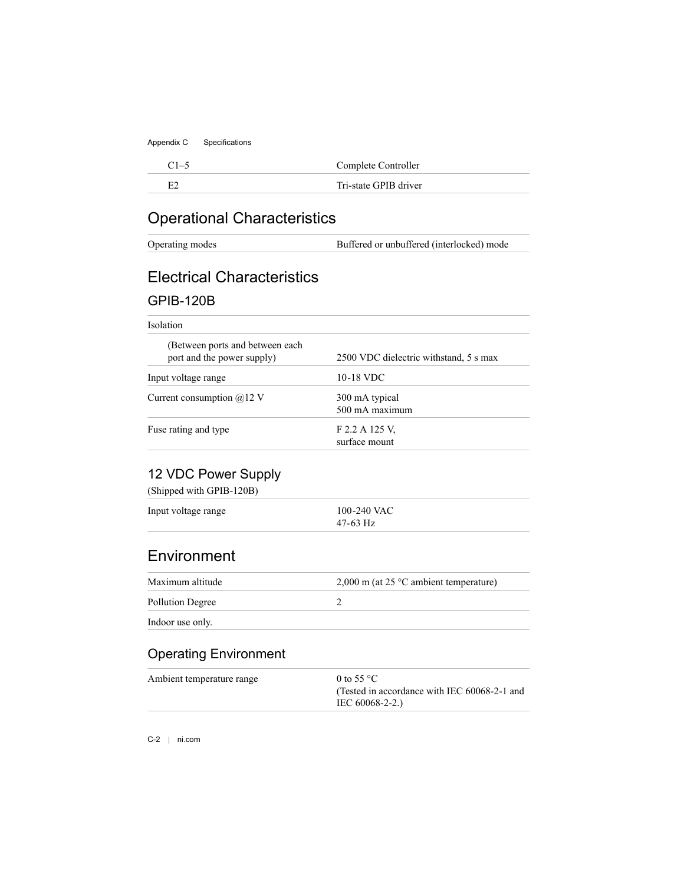| | |
|---|---|
| C1–5 | Complete Controller |
| E2 | Tri-state GPIB driver |

## Operational Characteristics

| | |
|---|---|
| Operating modes | Buffered or unbuffered (interlocked) mode |

## Electrical Characteristics

### GPIB-120B

| | |
|---|---|
| Isolation | |
| (Between ports and between each port and the power supply) | 2500 VDC dielectric withstand, 5 s max |
| Input voltage range | 10-18 VDC |
| Current consumption @12 V | 300 mA typical<br>500 mA maximum |
| Fuse rating and type | F 2.2 A 125 V,<br>surface mount |

### 12 VDC Power Supply

(Shipped with GPIB-120B)

| | |
|---|---|
| Input voltage range | 100-240 VAC<br>47-63 Hz |

## Environment

| | |
|---|---|
| Maximum altitude | 2,000 m (at 25 °C ambient temperature) |
| Pollution Degree | 2 |
| Indoor use only. | |

### Operating Environment

| | |
|---|---|
| Ambient temperature range | 0 to 55 °C<br>(Tested in accordance with IEC 60068-2-1 and IEC 60068-2-2.) |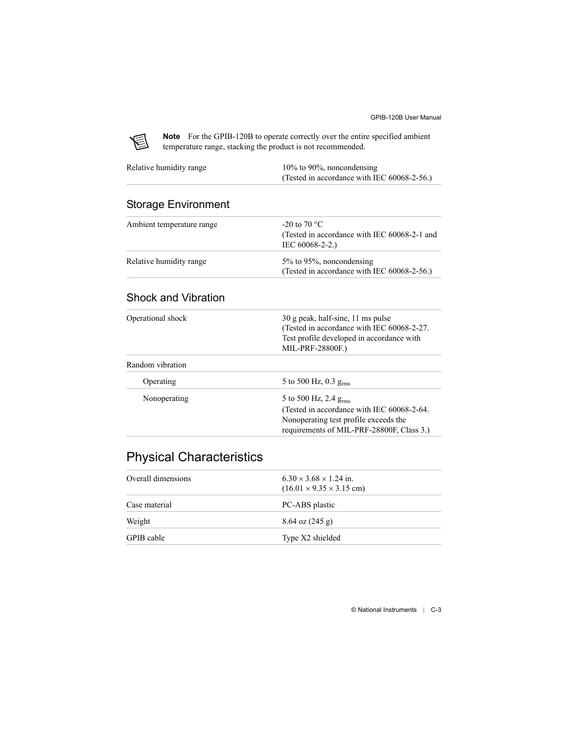**Note** For the GPIB-120B to operate correctly over the entire specified ambient temperature range, stacking the product is not recommended.

| | |
|---|---|
| Relative humidity range | 10% to 90%, noncondensing<br>(Tested in accordance with IEC 60068-2-56.) |

## Storage Environment

| | |
|---|---|
| Ambient temperature range | -20 to 70 °C<br>(Tested in accordance with IEC 60068-2-1 and IEC 60068-2-2.) |
| Relative humidity range | 5% to 95%, noncondensing<br>(Tested in accordance with IEC 60068-2-56.) |

## Shock and Vibration

| | |
|---|---|
| Operational shock | 30 g peak, half-sine, 11 ms pulse<br>(Tested in accordance with IEC 60068-2-27. Test profile developed in accordance with MIL-PRF-28800F.) |
| Random vibration | |
| Operating | 5 to 500 Hz, 0.3 $g_{rms}$ |
| Nonoperating | 5 to 500 Hz, 2.4 $g_{rms}$<br>(Tested in accordance with IEC 60068-2-64. Nonoperating test profile exceeds the requirements of MIL-PRF-28800F, Class 3.) |

# Physical Characteristics

| | |
|---|---|
| Overall dimensions | 6.30 × 3.68 × 1.24 in.<br>(16.01 × 9.35 × 3.15 cm) |
| Case material | PC-ABS plastic |
| Weight | 8.64 oz (245 g) |
| GPIB cable | Type X2 shielded |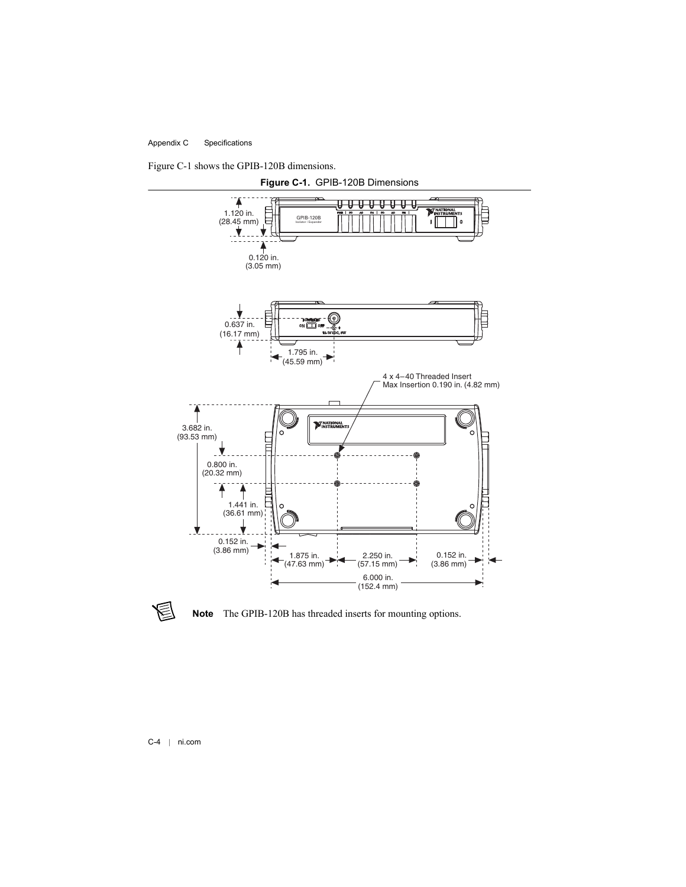Figure C-1 shows the GPIB-120B dimensions.

**Figure C-1.** GPIB-120B Dimensions

1.120 in. (28.45 mm)

0.120 in. (3.05 mm)

0.637 in. (16.17 mm)

1.795 in. (45.59 mm)

4 x 4–40 Threaded Insert Max Insertion 0.190 in. (4.82 mm)

3.682 in. (93.53 mm)

0.800 in. (20.32 mm)

1.441 in. (36.61 mm)

0.152 in. (3.86 mm)

1.875 in. (47.63 mm)

2.250 in. (57.15 mm)

0.152 in. (3.86 mm)

6.000 in. (152.4 mm)

**Note** The GPIB-120B has threaded inserts for mounting options.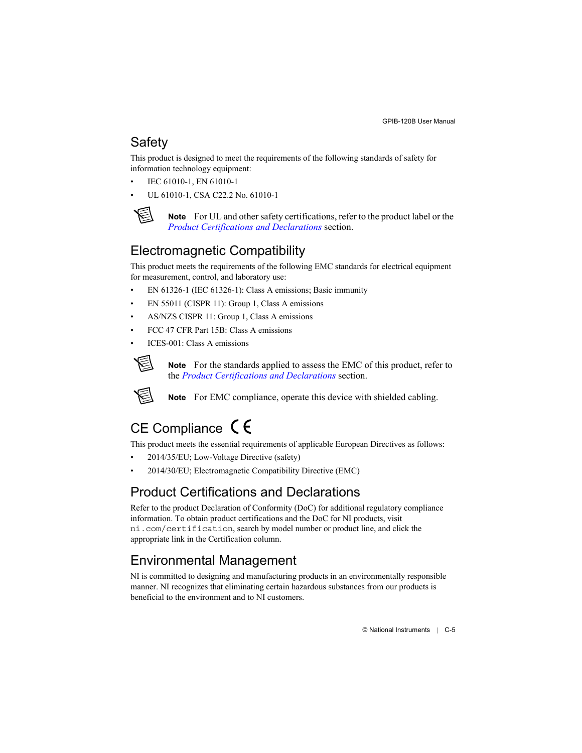## Safety

This product is designed to meet the requirements of the following standards of safety for information technology equipment:

- IEC 61010-1, EN 61010-1
- UL 61010-1, CSA C22.2 No. 61010-1

**Note** For UL and other safety certifications, refer to the product label or the *Product Certifications and Declarations* section.

## Electromagnetic Compatibility

This product meets the requirements of the following EMC standards for electrical equipment for measurement, control, and laboratory use:

- EN 61326-1 (IEC 61326-1): Class A emissions; Basic immunity
- EN 55011 (CISPR 11): Group 1, Class A emissions
- AS/NZS CISPR 11: Group 1, Class A emissions
- FCC 47 CFR Part 15B: Class A emissions
- ICES-001: Class A emissions

**Note** For the standards applied to assess the EMC of this product, refer to the *Product Certifications and Declarations* section.

**Note** For EMC compliance, operate this device with shielded cabling.

## CE Compliance CE

This product meets the essential requirements of applicable European Directives as follows:

- 2014/35/EU; Low-Voltage Directive (safety)
- 2014/30/EU; Electromagnetic Compatibility Directive (EMC)

## Product Certifications and Declarations

Refer to the product Declaration of Conformity (DoC) for additional regulatory compliance information. To obtain product certifications and the DoC for NI products, visit `ni.com/certification`, search by model number or product line, and click the appropriate link in the Certification column.

## Environmental Management

NI is committed to designing and manufacturing products in an environmentally responsible manner. NI recognizes that eliminating certain hazardous substances from our products is beneficial to the environment and to NI customers.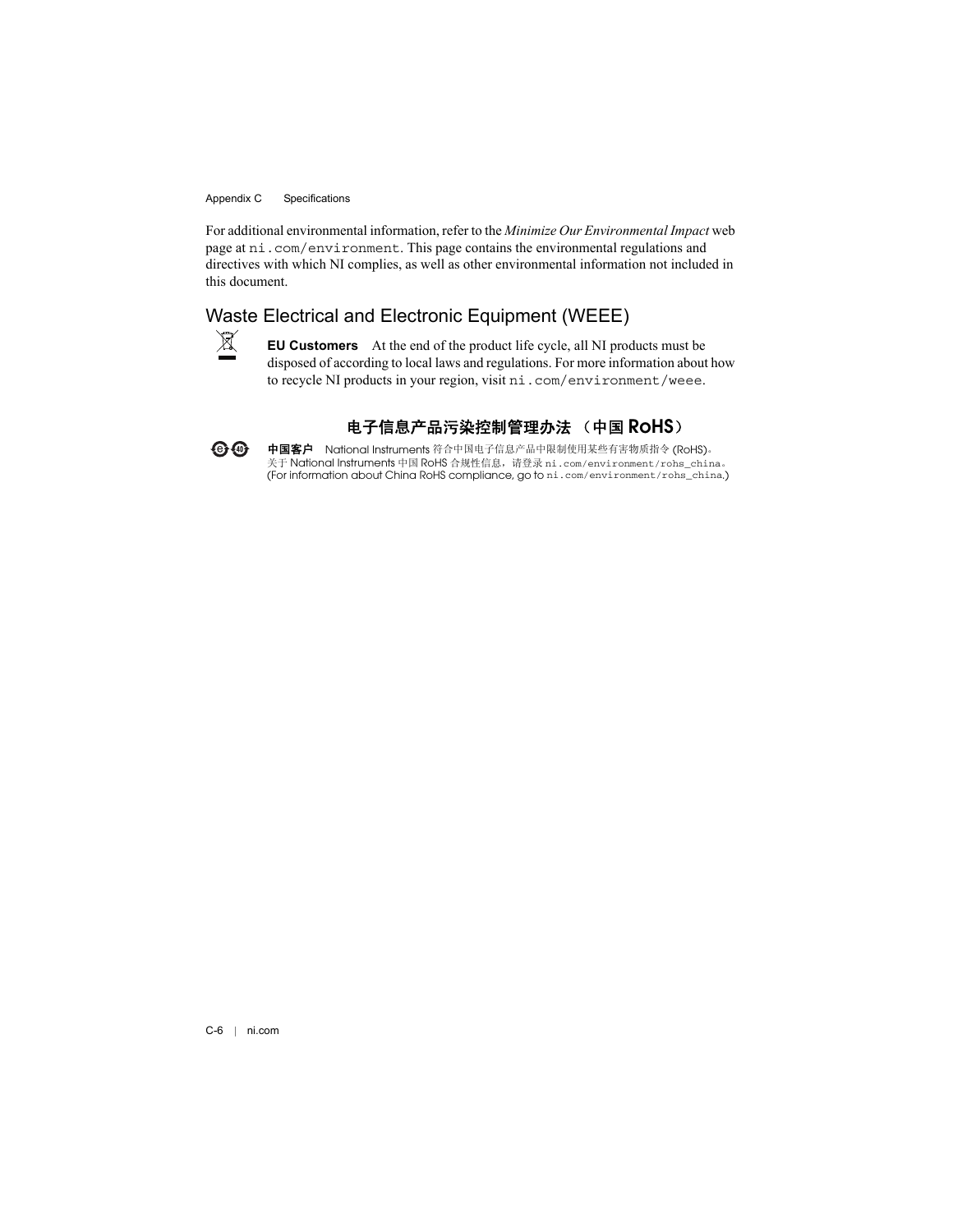For additional environmental information, refer to the *Minimize Our Environmental Impact* web page at ni.com/environment. This page contains the environmental regulations and directives with which NI complies, as well as other environmental information not included in this document.

## Waste Electrical and Electronic Equipment (WEEE)

**EU Customers** At the end of the product life cycle, all NI products must be disposed of according to local laws and regulations. For more information about how to recycle NI products in your region, visit ni.com/environment/weee.

## 电子信息产品污染控制管理办法 （中国 RoHS）

**中国客户** National Instruments 符合中国电子信息产品中限制使用某些有害物质指令 (RoHS)。关于 National Instruments 中国 RoHS 合规性信息，请登录 ni.com/environment/rohs_china。(For information about China RoHS compliance, go to ni.com/environment/rohs_china.)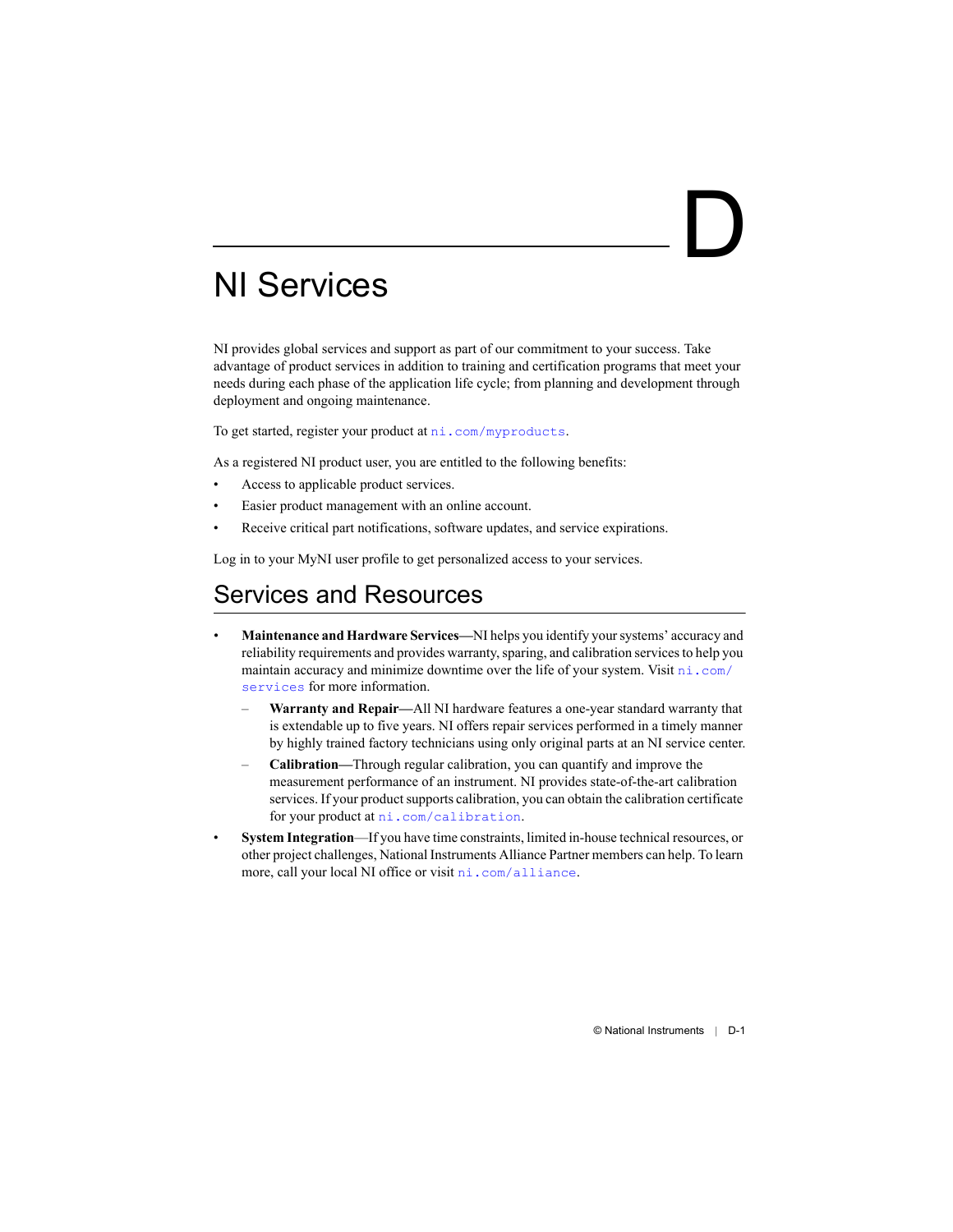# D

# NI Services

NI provides global services and support as part of our commitment to your success. Take advantage of product services in addition to training and certification programs that meet your needs during each phase of the application life cycle; from planning and development through deployment and ongoing maintenance.

To get started, register your product at ni.com/myproducts.

As a registered NI product user, you are entitled to the following benefits:

- Access to applicable product services.
- Easier product management with an online account.
- Receive critical part notifications, software updates, and service expirations.

Log in to your MyNI user profile to get personalized access to your services.

## Services and Resources

- **Maintenance and Hardware Services**—NI helps you identify your systems' accuracy and reliability requirements and provides warranty, sparing, and calibration services to help you maintain accuracy and minimize downtime over the life of your system. Visit ni.com/services for more information.
  - **Warranty and Repair**—All NI hardware features a one-year standard warranty that is extendable up to five years. NI offers repair services performed in a timely manner by highly trained factory technicians using only original parts at an NI service center.
  - **Calibration**—Through regular calibration, you can quantify and improve the measurement performance of an instrument. NI provides state-of-the-art calibration services. If your product supports calibration, you can obtain the calibration certificate for your product at ni.com/calibration.
- **System Integration**—If you have time constraints, limited in-house technical resources, or other project challenges, National Instruments Alliance Partner members can help. To learn more, call your local NI office or visit ni.com/alliance.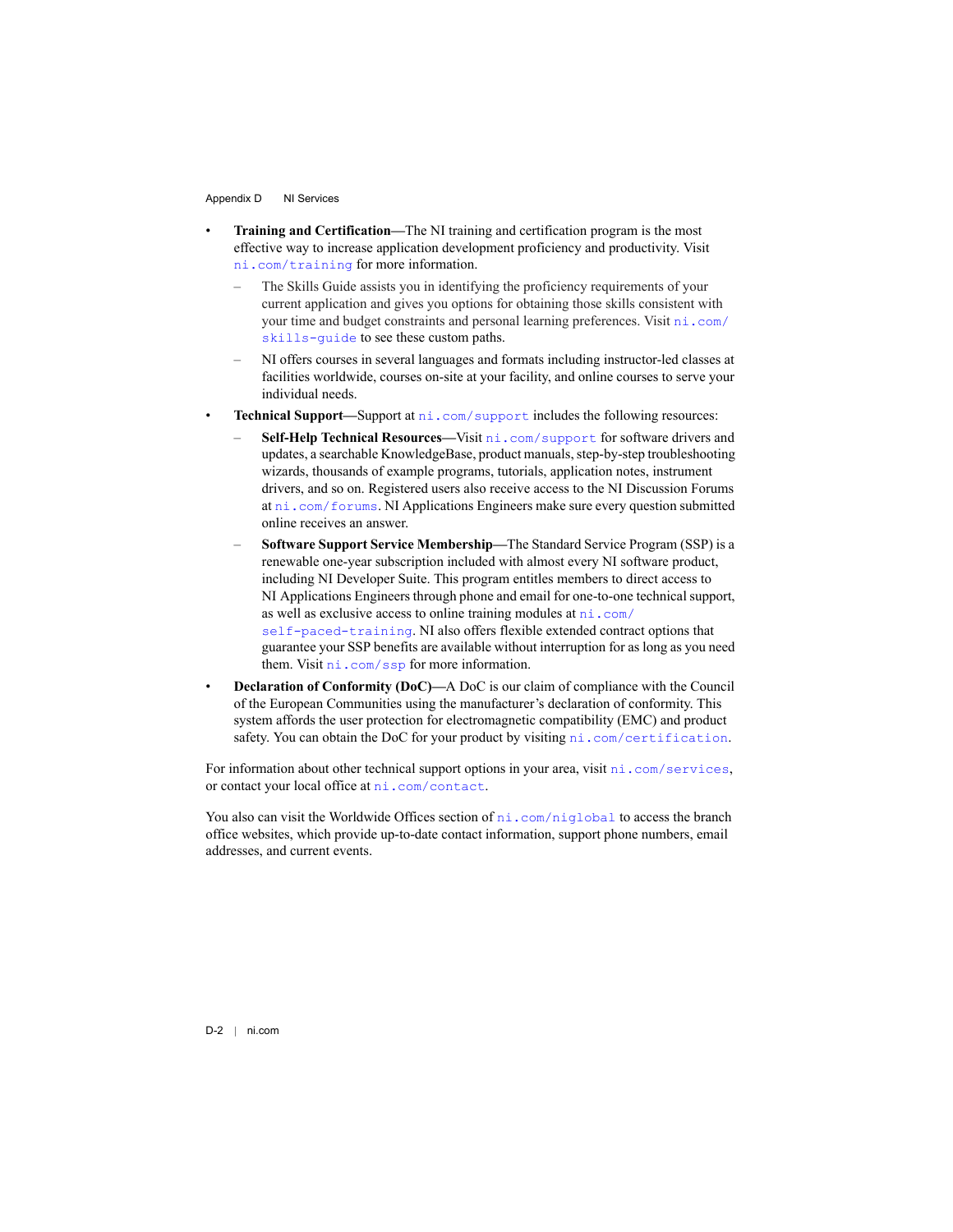- **Training and Certification**—The NI training and certification program is the most effective way to increase application development proficiency and productivity. Visit `ni.com/training` for more information.
  - The Skills Guide assists you in identifying the proficiency requirements of your current application and gives you options for obtaining those skills consistent with your time and budget constraints and personal learning preferences. Visit `ni.com/skills-guide` to see these custom paths.
  - NI offers courses in several languages and formats including instructor-led classes at facilities worldwide, courses on-site at your facility, and online courses to serve your individual needs.
- **Technical Support**—Support at `ni.com/support` includes the following resources:
  - **Self-Help Technical Resources**—Visit `ni.com/support` for software drivers and updates, a searchable KnowledgeBase, product manuals, step-by-step troubleshooting wizards, thousands of example programs, tutorials, application notes, instrument drivers, and so on. Registered users also receive access to the NI Discussion Forums at `ni.com/forums`. NI Applications Engineers make sure every question submitted online receives an answer.
  - **Software Support Service Membership**—The Standard Service Program (SSP) is a renewable one-year subscription included with almost every NI software product, including NI Developer Suite. This program entitles members to direct access to NI Applications Engineers through phone and email for one-to-one technical support, as well as exclusive access to online training modules at `ni.com/self-paced-training`. NI also offers flexible extended contract options that guarantee your SSP benefits are available without interruption for as long as you need them. Visit `ni.com/ssp` for more information.
- **Declaration of Conformity (DoC)**—A DoC is our claim of compliance with the Council of the European Communities using the manufacturer's declaration of conformity. This system affords the user protection for electromagnetic compatibility (EMC) and product safety. You can obtain the DoC for your product by visiting `ni.com/certification`.

For information about other technical support options in your area, visit `ni.com/services`, or contact your local office at `ni.com/contact`.

You also can visit the Worldwide Offices section of `ni.com/niglobal` to access the branch office websites, which provide up-to-date contact information, support phone numbers, email addresses, and current events.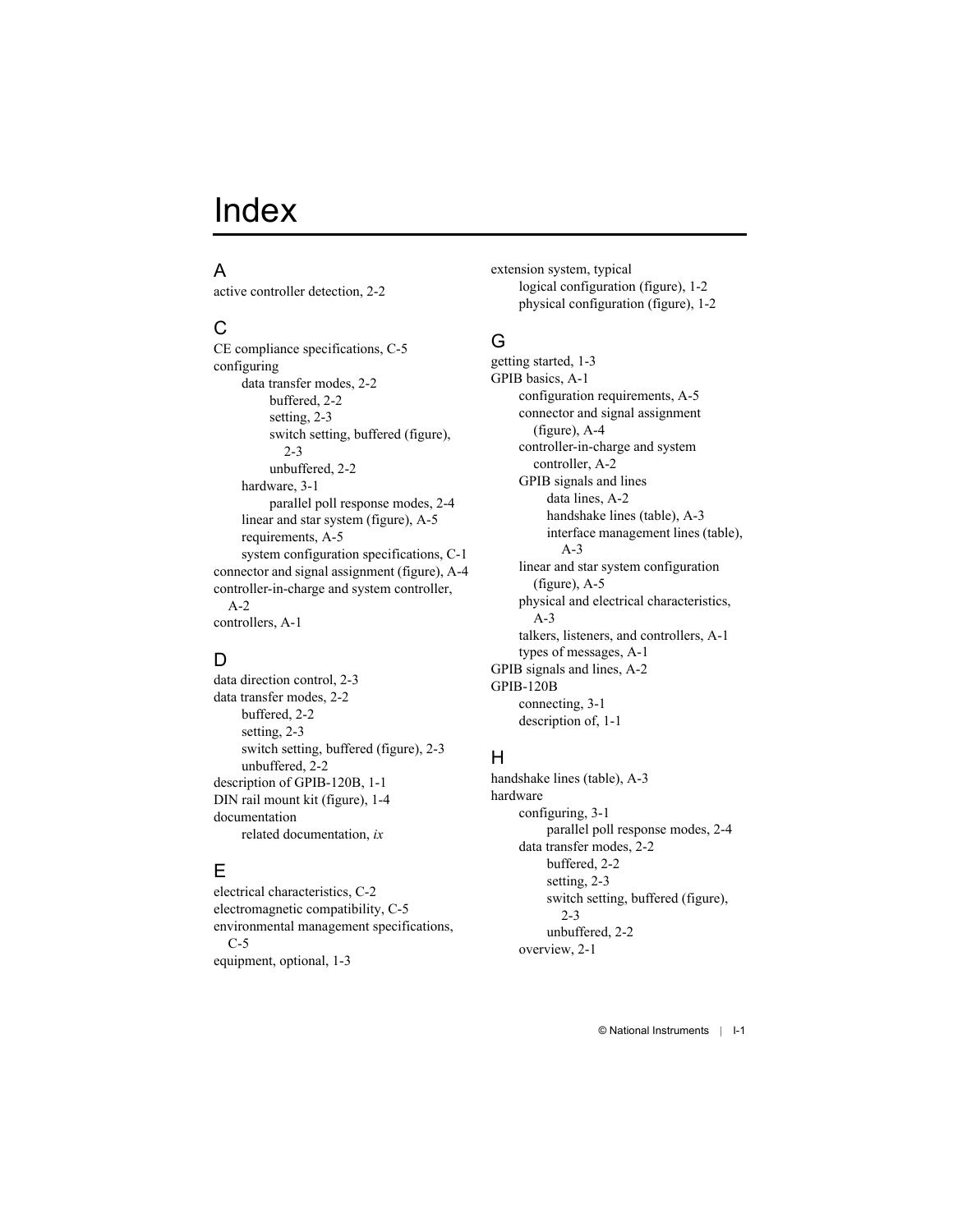# Index

## A

active controller detection, 2-2

## C

CE compliance specifications, C-5
configuring
- data transfer modes, 2-2
  - buffered, 2-2
  - setting, 2-3
  - switch setting, buffered (figure), 2-3
  - unbuffered, 2-2
- hardware, 3-1
  - parallel poll response modes, 2-4
- linear and star system (figure), A-5
- requirements, A-5
- system configuration specifications, C-1

connector and signal assignment (figure), A-4
controller-in-charge and system controller, A-2
controllers, A-1

## D

data direction control, 2-3
data transfer modes, 2-2
- buffered, 2-2
- setting, 2-3
- switch setting, buffered (figure), 2-3
- unbuffered, 2-2

description of GPIB-120B, 1-1
DIN rail mount kit (figure), 1-4
documentation
- related documentation, *ix*

## E

electrical characteristics, C-2
electromagnetic compatibility, C-5
environmental management specifications, C-5
equipment, optional, 1-3
extension system, typical
- logical configuration (figure), 1-2
- physical configuration (figure), 1-2

## G

getting started, 1-3
GPIB basics, A-1
- configuration requirements, A-5
- connector and signal assignment (figure), A-4
- controller-in-charge and system controller, A-2
- GPIB signals and lines
  - data lines, A-2
  - handshake lines (table), A-3
  - interface management lines (table), A-3
- linear and star system configuration (figure), A-5
- physical and electrical characteristics, A-3
- talkers, listeners, and controllers, A-1
- types of messages, A-1

GPIB signals and lines, A-2
GPIB-120B
- connecting, 3-1
- description of, 1-1

## H

handshake lines (table), A-3
hardware
- configuring, 3-1
  - parallel poll response modes, 2-4
- data transfer modes, 2-2
  - buffered, 2-2
  - setting, 2-3
  - switch setting, buffered (figure), 2-3
  - unbuffered, 2-2
- overview, 2-1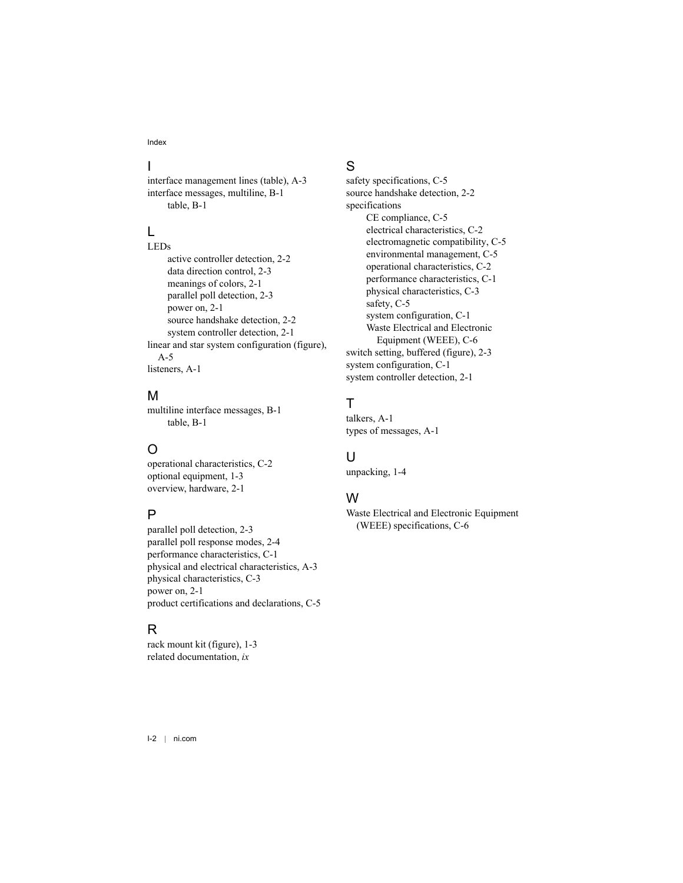## I

interface management lines (table), A-3
interface messages, multiline, B-1
- table, B-1

## L

LEDs
- active controller detection, 2-2
- data direction control, 2-3
- meanings of colors, 2-1
- parallel poll detection, 2-3
- power on, 2-1
- source handshake detection, 2-2
- system controller detection, 2-1

linear and star system configuration (figure), A-5
listeners, A-1

## M

multiline interface messages, B-1
- table, B-1

## O

operational characteristics, C-2
optional equipment, 1-3
overview, hardware, 2-1

## P

parallel poll detection, 2-3
parallel poll response modes, 2-4
performance characteristics, C-1
physical and electrical characteristics, A-3
physical characteristics, C-3
power on, 2-1
product certifications and declarations, C-5

## R

rack mount kit (figure), 1-3
related documentation, *ix*

## S

safety specifications, C-5
source handshake detection, 2-2
specifications
- CE compliance, C-5
- electrical characteristics, C-2
- electromagnetic compatibility, C-5
- environmental management, C-5
- operational characteristics, C-2
- performance characteristics, C-1
- physical characteristics, C-3
- safety, C-5
- system configuration, C-1
- Waste Electrical and Electronic Equipment (WEEE), C-6

switch setting, buffered (figure), 2-3
system configuration, C-1
system controller detection, 2-1

## T

talkers, A-1
types of messages, A-1

## U

unpacking, 1-4

## W

Waste Electrical and Electronic Equipment (WEEE) specifications, C-6